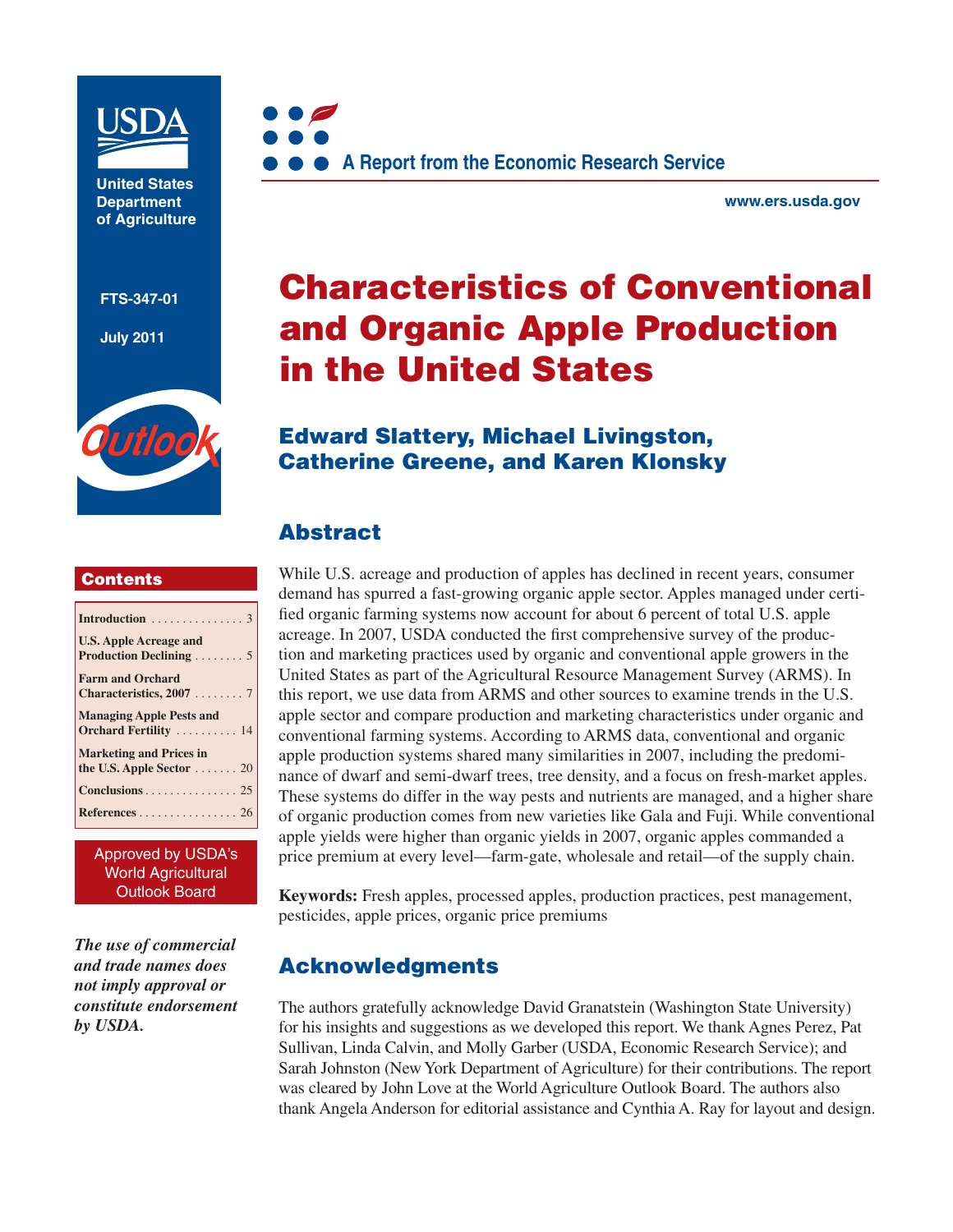United States Department of Agriculture

FTS-347-01

July 2011

Outlook

A Report from the Economic Research Service

www.ers.usda.gov

# Characteristics of Conventional and Organic Apple Production in the United States

## Edward Slattery, Michael Livingston, Catherine Greene, and Karen Klonsky

## Abstract

While U.S. acreage and production of apples has declined in recent years, consumer demand has spurred a fast-growing organic apple sector. Apples managed under certified organic farming systems now account for about 6 percent of total U.S. apple acreage. In 2007, USDA conducted the first comprehensive survey of the production and marketing practices used by organic and conventional apple growers in the United States as part of the Agricultural Resource Management Survey (ARMS). In this report, we use data from ARMS and other sources to examine trends in the U.S. apple sector and compare production and marketing characteristics under organic and conventional farming systems. According to ARMS data, conventional and organic apple production systems shared many similarities in 2007, including the predominance of dwarf and semi-dwarf trees, tree density, and a focus on fresh-market apples. These systems do differ in the way pests and nutrients are managed, and a higher share of organic production comes from new varieties like Gala and Fuji. While conventional apple yields were higher than organic yields in 2007, organic apples commanded a price premium at every level—farm-gate, wholesale and retail—of the supply chain.

**Keywords:** Fresh apples, processed apples, production practices, pest management, pesticides, apple prices, organic price premiums

## Acknowledgments

The authors gratefully acknowledge David Granatstein (Washington State University) for his insights and suggestions as we developed this report. We thank Agnes Perez, Pat Sullivan, Linda Calvin, and Molly Garber (USDA, Economic Research Service); and Sarah Johnston (New York Department of Agriculture) for their contributions. The report was cleared by John Love at the World Agriculture Outlook Board. The authors also thank Angela Anderson for editorial assistance and Cynthia A. Ray for layout and design.

## Contents

| | |
|---|---|
| Introduction | 3 |
| U.S. Apple Acreage and Production Declining | 5 |
| Farm and Orchard Characteristics, 2007 | 7 |
| Managing Apple Pests and Orchard Fertility | 14 |
| Marketing and Prices in the U.S. Apple Sector | 20 |
| Conclusions | 25 |
| References | 26 |

Approved by USDA's World Agricultural Outlook Board

***The use of commercial and trade names does not imply approval or constitute endorsement by USDA.***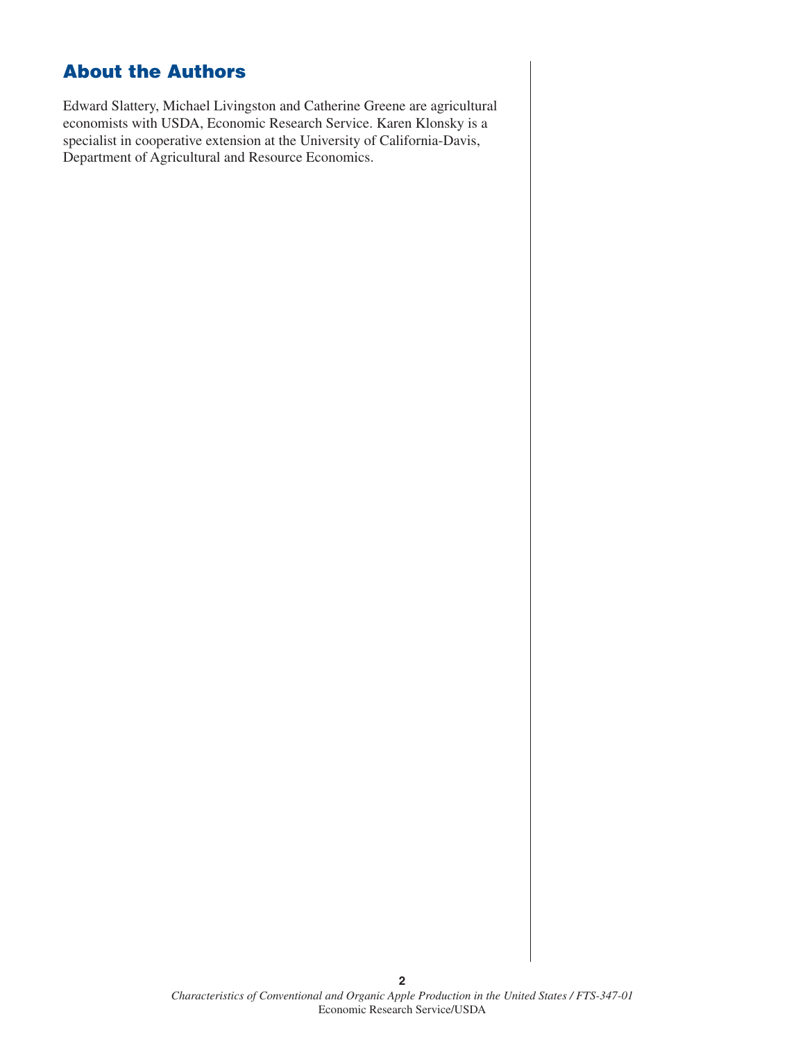## About the Authors

Edward Slattery, Michael Livingston and Catherine Greene are agricultural economists with USDA, Economic Research Service. Karen Klonsky is a specialist in cooperative extension at the University of California-Davis, Department of Agricultural and Resource Economics.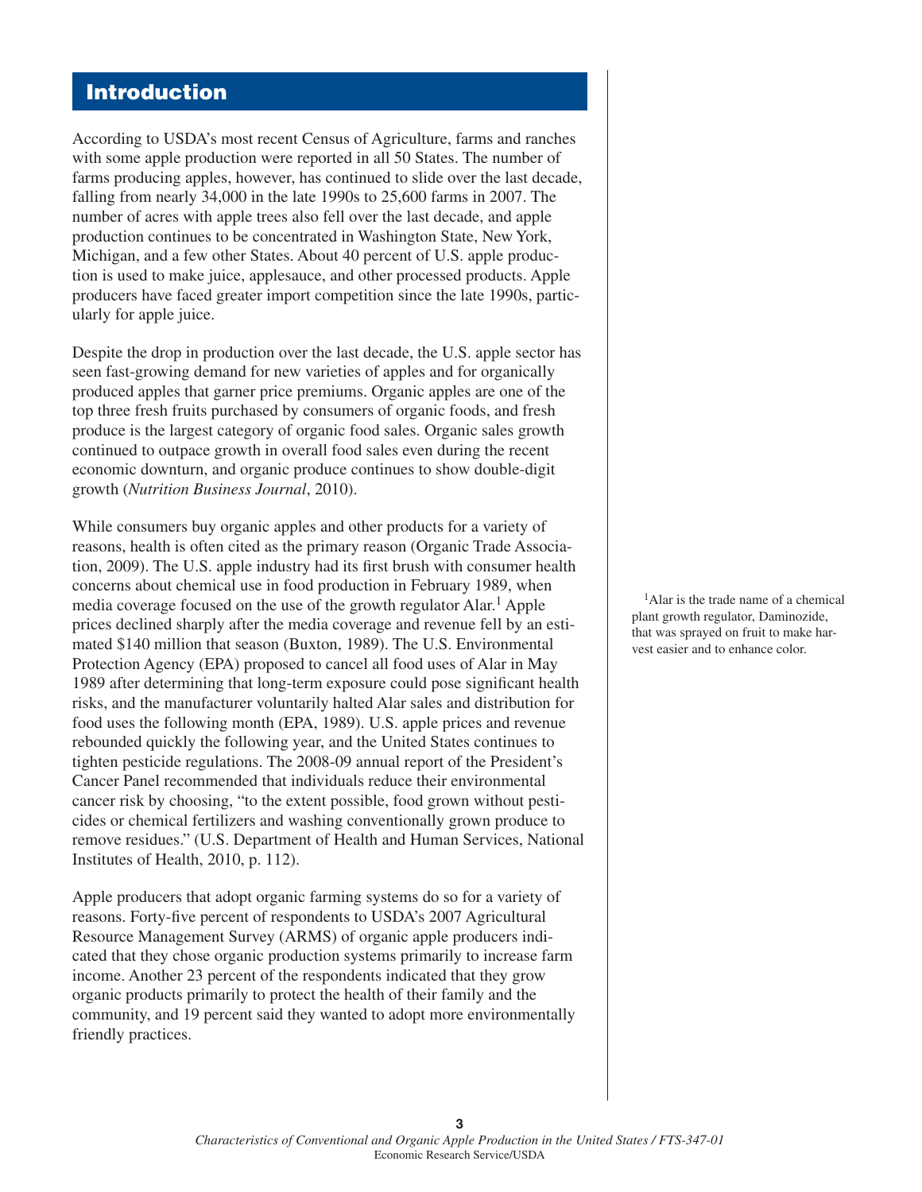## Introduction

According to USDA's most recent Census of Agriculture, farms and ranches with some apple production were reported in all 50 States. The number of farms producing apples, however, has continued to slide over the last decade, falling from nearly 34,000 in the late 1990s to 25,600 farms in 2007. The number of acres with apple trees also fell over the last decade, and apple production continues to be concentrated in Washington State, New York, Michigan, and a few other States. About 40 percent of U.S. apple production is used to make juice, applesauce, and other processed products. Apple producers have faced greater import competition since the late 1990s, particularly for apple juice.

Despite the drop in production over the last decade, the U.S. apple sector has seen fast-growing demand for new varieties of apples and for organically produced apples that garner price premiums. Organic apples are one of the top three fresh fruits purchased by consumers of organic foods, and fresh produce is the largest category of organic food sales. Organic sales growth continued to outpace growth in overall food sales even during the recent economic downturn, and organic produce continues to show double-digit growth (*Nutrition Business Journal*, 2010).

While consumers buy organic apples and other products for a variety of reasons, health is often cited as the primary reason (Organic Trade Association, 2009). The U.S. apple industry had its first brush with consumer health concerns about chemical use in food production in February 1989, when media coverage focused on the use of the growth regulator Alar.[1] Apple prices declined sharply after the media coverage and revenue fell by an estimated $140 million that season (Buxton, 1989). The U.S. Environmental Protection Agency (EPA) proposed to cancel all food uses of Alar in May 1989 after determining that long-term exposure could pose significant health risks, and the manufacturer voluntarily halted Alar sales and distribution for food uses the following month (EPA, 1989). U.S. apple prices and revenue rebounded quickly the following year, and the United States continues to tighten pesticide regulations. The 2008-09 annual report of the President's Cancer Panel recommended that individuals reduce their environmental cancer risk by choosing, "to the extent possible, food grown without pesticides or chemical fertilizers and washing conventionally grown produce to remove residues." (U.S. Department of Health and Human Services, National Institutes of Health, 2010, p. 112).

Apple producers that adopt organic farming systems do so for a variety of reasons. Forty-five percent of respondents to USDA's 2007 Agricultural Resource Management Survey (ARMS) of organic apple producers indicated that they chose organic production systems primarily to increase farm income. Another 23 percent of the respondents indicated that they grow organic products primarily to protect the health of their family and the community, and 19 percent said they wanted to adopt more environmentally friendly practices.

[1] Alar is the trade name of a chemical plant growth regulator, Daminozide, that was sprayed on fruit to make harvest easier and to enhance color.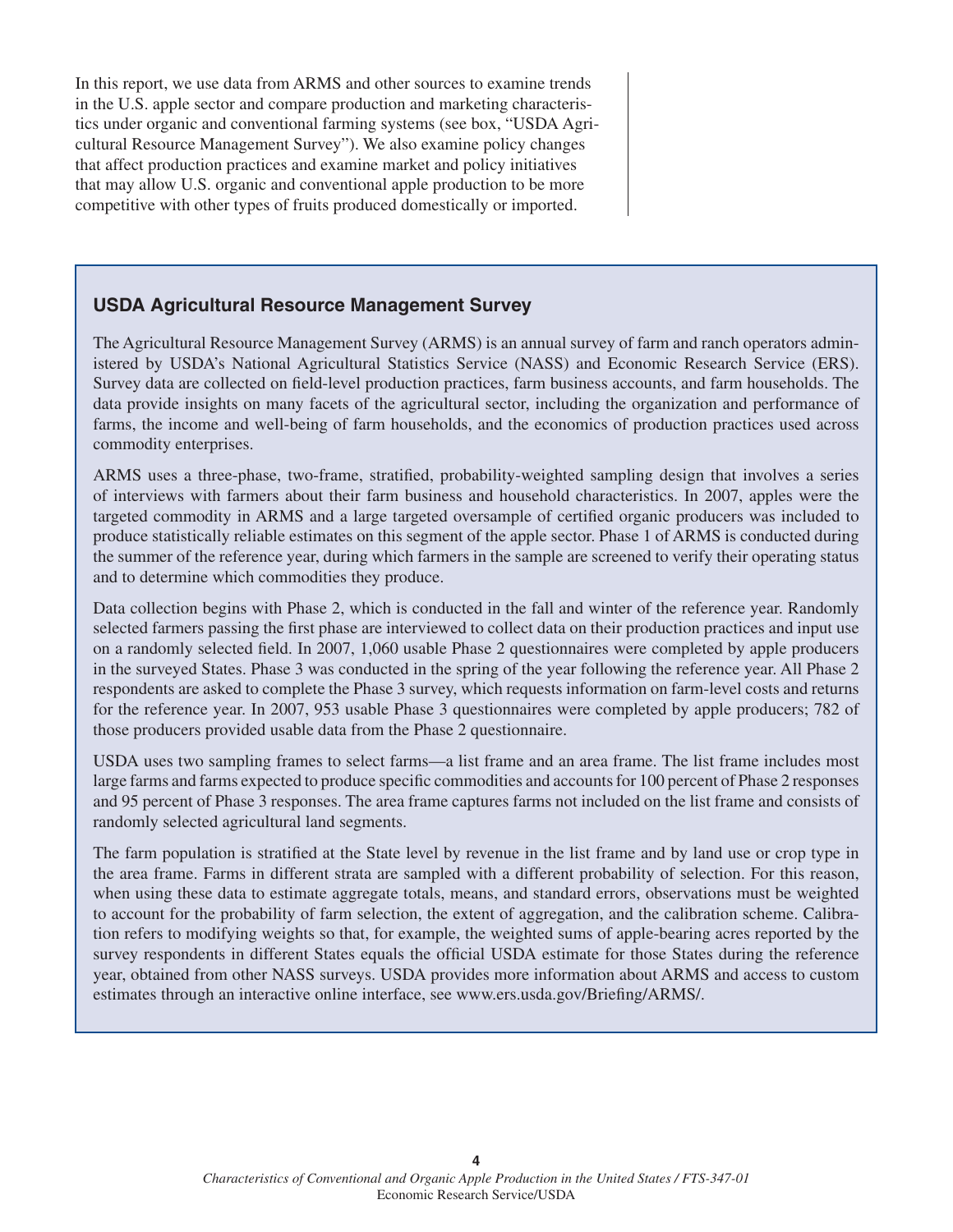In this report, we use data from ARMS and other sources to examine trends in the U.S. apple sector and compare production and marketing characteristics under organic and conventional farming systems (see box, "USDA Agricultural Resource Management Survey"). We also examine policy changes that affect production practices and examine market and policy initiatives that may allow U.S. organic and conventional apple production to be more competitive with other types of fruits produced domestically or imported.

### USDA Agricultural Resource Management Survey

The Agricultural Resource Management Survey (ARMS) is an annual survey of farm and ranch operators administered by USDA's National Agricultural Statistics Service (NASS) and Economic Research Service (ERS). Survey data are collected on field-level production practices, farm business accounts, and farm households. The data provide insights on many facets of the agricultural sector, including the organization and performance of farms, the income and well-being of farm households, and the economics of production practices used across commodity enterprises.

ARMS uses a three-phase, two-frame, stratified, probability-weighted sampling design that involves a series of interviews with farmers about their farm business and household characteristics. In 2007, apples were the targeted commodity in ARMS and a large targeted oversample of certified organic producers was included to produce statistically reliable estimates on this segment of the apple sector. Phase 1 of ARMS is conducted during the summer of the reference year, during which farmers in the sample are screened to verify their operating status and to determine which commodities they produce.

Data collection begins with Phase 2, which is conducted in the fall and winter of the reference year. Randomly selected farmers passing the first phase are interviewed to collect data on their production practices and input use on a randomly selected field. In 2007, 1,060 usable Phase 2 questionnaires were completed by apple producers in the surveyed States. Phase 3 was conducted in the spring of the year following the reference year. All Phase 2 respondents are asked to complete the Phase 3 survey, which requests information on farm-level costs and returns for the reference year. In 2007, 953 usable Phase 3 questionnaires were completed by apple producers; 782 of those producers provided usable data from the Phase 2 questionnaire.

USDA uses two sampling frames to select farms—a list frame and an area frame. The list frame includes most large farms and farms expected to produce specific commodities and accounts for 100 percent of Phase 2 responses and 95 percent of Phase 3 responses. The area frame captures farms not included on the list frame and consists of randomly selected agricultural land segments.

The farm population is stratified at the State level by revenue in the list frame and by land use or crop type in the area frame. Farms in different strata are sampled with a different probability of selection. For this reason, when using these data to estimate aggregate totals, means, and standard errors, observations must be weighted to account for the probability of farm selection, the extent of aggregation, and the calibration scheme. Calibration refers to modifying weights so that, for example, the weighted sums of apple-bearing acres reported by the survey respondents in different States equals the official USDA estimate for those States during the reference year, obtained from other NASS surveys. USDA provides more information about ARMS and access to custom estimates through an interactive online interface, see www.ers.usda.gov/Briefing/ARMS/.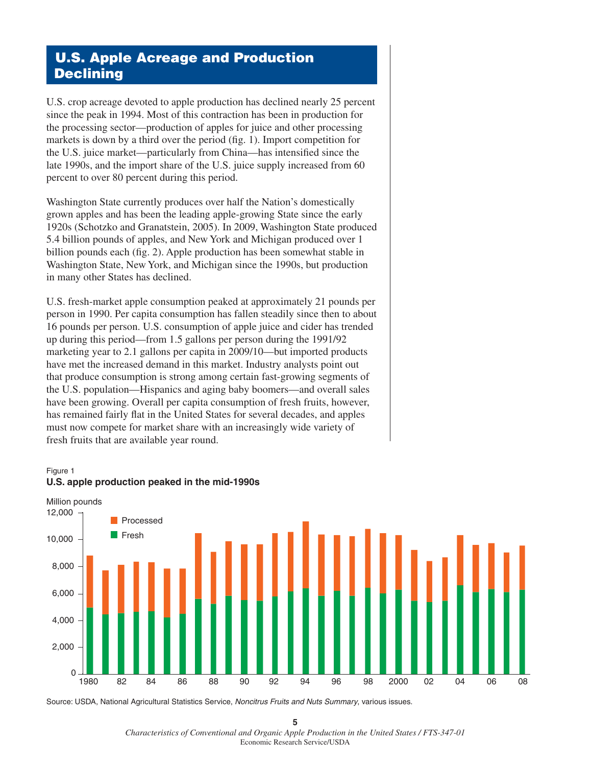# U.S. Apple Acreage and Production Declining

U.S. crop acreage devoted to apple production has declined nearly 25 percent since the peak in 1994. Most of this contraction has been in production for the processing sector—production of apples for juice and other processing markets is down by a third over the period (fig. 1). Import competition for the U.S. juice market—particularly from China—has intensified since the late 1990s, and the import share of the U.S. juice supply increased from 60 percent to over 80 percent during this period.

Washington State currently produces over half the Nation's domestically grown apples and has been the leading apple-growing State since the early 1920s (Schotzko and Granatstein, 2005). In 2009, Washington State produced 5.4 billion pounds of apples, and New York and Michigan produced over 1 billion pounds each (fig. 2). Apple production has been somewhat stable in Washington State, New York, and Michigan since the 1990s, but production in many other States has declined.

U.S. fresh-market apple consumption peaked at approximately 21 pounds per person in 1990. Per capita consumption has fallen steadily since then to about 16 pounds per person. U.S. consumption of apple juice and cider has trended up during this period—from 1.5 gallons per person during the 1991/92 marketing year to 2.1 gallons per capita in 2009/10—but imported products have met the increased demand in this market. Industry analysts point out that produce consumption is strong among certain fast-growing segments of the U.S. population—Hispanics and aging baby boomers—and overall sales have been growing. Overall per capita consumption of fresh fruits, however, has remained fairly flat in the United States for several decades, and apples must now compete for market share with an increasingly wide variety of fresh fruits that are available year round.

Figure 1

**U.S. apple production peaked in the mid-1990s**

Million pounds

12,000
10,000
8,000
6,000
4,000
2,000
0

Processed
Fresh

1980 82 84 86 88 90 92 94 96 98 2000 02 04 06 08

Source: USDA, National Agricultural Statistics Service, *Noncitrus Fruits and Nuts Summary*, various issues.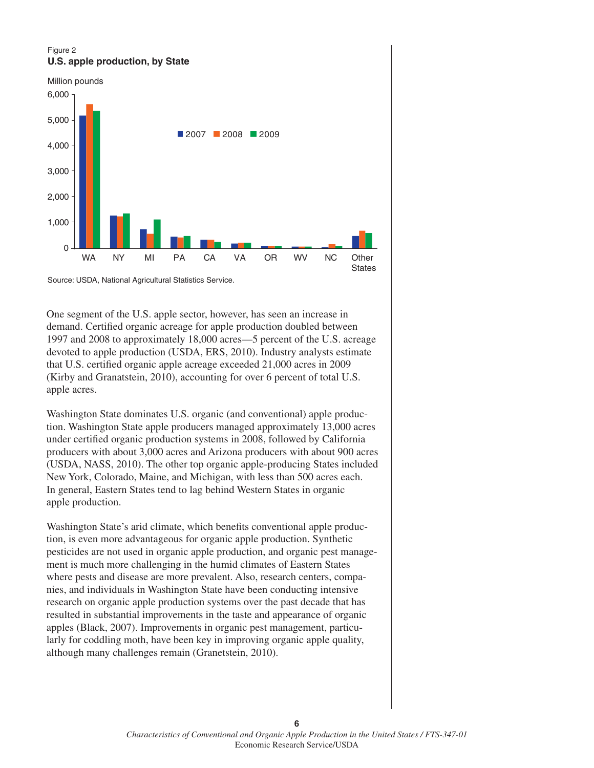Figure 2
**U.S. apple production, by State**

Million pounds

6,000
5,000
4,000
3,000
2,000
1,000
0

2007 2008 2009

WA NY MI PA CA VA OR WV NC Other States

Source: USDA, National Agricultural Statistics Service.

One segment of the U.S. apple sector, however, has seen an increase in demand. Certified organic acreage for apple production doubled between 1997 and 2008 to approximately 18,000 acres—5 percent of the U.S. acreage devoted to apple production (USDA, ERS, 2010). Industry analysts estimate that U.S. certified organic apple acreage exceeded 21,000 acres in 2009 (Kirby and Granatstein, 2010), accounting for over 6 percent of total U.S. apple acres.

Washington State dominates U.S. organic (and conventional) apple production. Washington State apple producers managed approximately 13,000 acres under certified organic production systems in 2008, followed by California producers with about 3,000 acres and Arizona producers with about 900 acres (USDA, NASS, 2010). The other top organic apple-producing States included New York, Colorado, Maine, and Michigan, with less than 500 acres each. In general, Eastern States tend to lag behind Western States in organic apple production.

Washington State's arid climate, which benefits conventional apple production, is even more advantageous for organic apple production. Synthetic pesticides are not used in organic apple production, and organic pest management is much more challenging in the humid climates of Eastern States where pests and disease are more prevalent. Also, research centers, companies, and individuals in Washington State have been conducting intensive research on organic apple production systems over the past decade that has resulted in substantial improvements in the taste and appearance of organic apples (Black, 2007). Improvements in organic pest management, particularly for coddling moth, have been key in improving organic apple quality, although many challenges remain (Granetstein, 2010).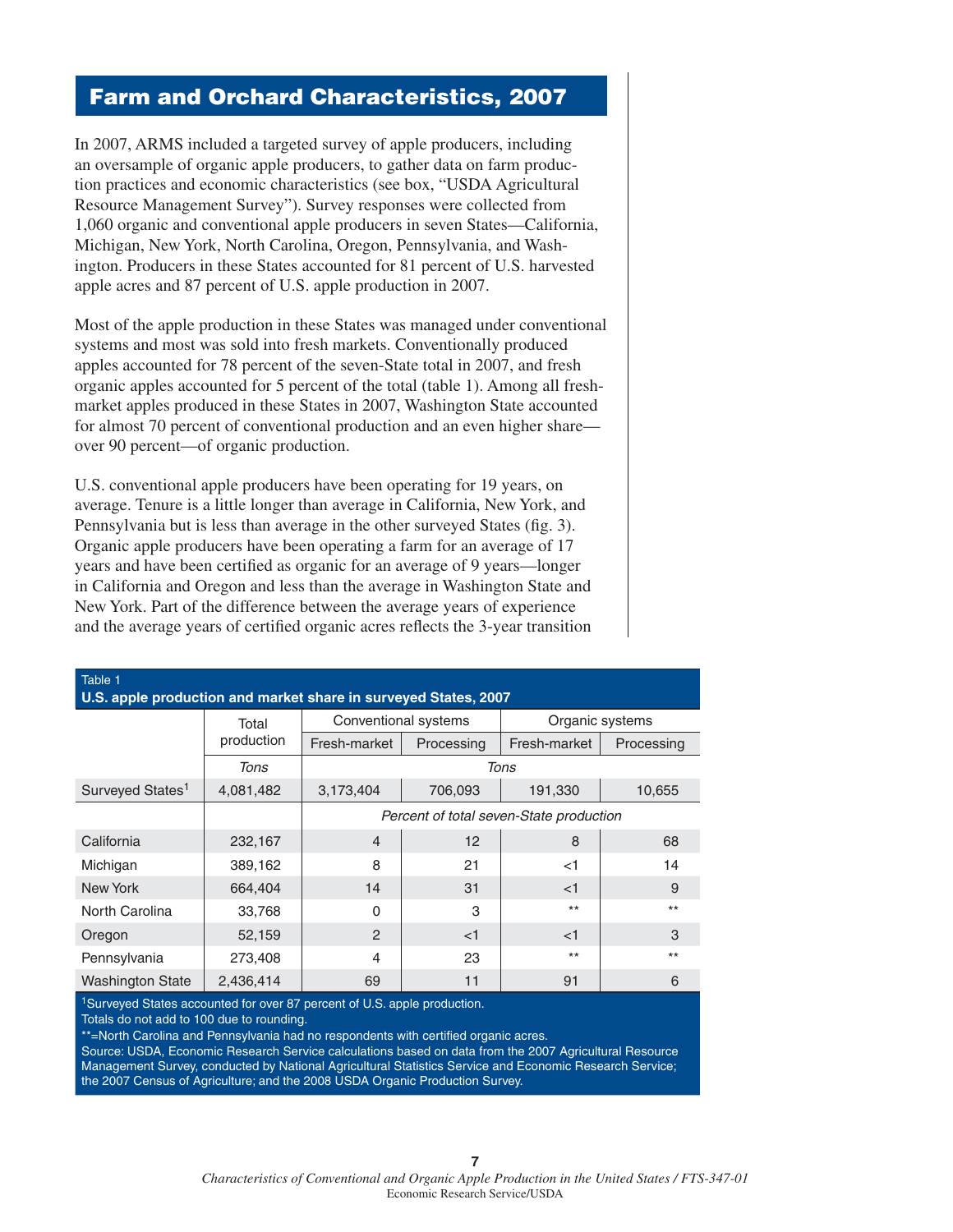## Farm and Orchard Characteristics, 2007

In 2007, ARMS included a targeted survey of apple producers, including an oversample of organic apple producers, to gather data on farm production practices and economic characteristics (see box, "USDA Agricultural Resource Management Survey"). Survey responses were collected from 1,060 organic and conventional apple producers in seven States—California, Michigan, New York, North Carolina, Oregon, Pennsylvania, and Washington. Producers in these States accounted for 81 percent of U.S. harvested apple acres and 87 percent of U.S. apple production in 2007.

Most of the apple production in these States was managed under conventional systems and most was sold into fresh markets. Conventionally produced apples accounted for 78 percent of the seven-State total in 2007, and fresh organic apples accounted for 5 percent of the total (table 1). Among all fresh-market apples produced in these States in 2007, Washington State accounted for almost 70 percent of conventional production and an even higher share—over 90 percent—of organic production.

U.S. conventional apple producers have been operating for 19 years, on average. Tenure is a little longer than average in California, New York, and Pennsylvania but is less than average in the other surveyed States (fig. 3). Organic apple producers have been operating a farm for an average of 17 years and have been certified as organic for an average of 9 years—longer in California and Oregon and less than the average in Washington State and New York. Part of the difference between the average years of experience and the average years of certified organic acres reflects the 3-year transition

Table 1
**U.S. apple production and market share in surveyed States, 2007**

| | Total production | Conventional systems | | Organic systems | |
|---|---|---|---|---|---|
| | | Fresh-market | Processing | Fresh-market | Processing |
| | *Tons* | *Tons* | | | |
| Surveyed States[1] | 4,081,482 | 3,173,404 | 706,093 | 191,330 | 10,655 |
| | | *Percent of total seven-State production* | | | |
| California | 232,167 | 4 | 12 | 8 | 68 |
| Michigan | 389,162 | 8 | 21 | <1 | 14 |
| New York | 664,404 | 14 | 31 | <1 | 9 |
| North Carolina | 33,768 | 0 | 3 | ** | ** |
| Oregon | 52,159 | 2 | <1 | <1 | 3 |
| Pennsylvania | 273,408 | 4 | 23 | ** | ** |
| Washington State | 2,436,414 | 69 | 11 | 91 | 6 |

[1]Surveyed States accounted for over 87 percent of U.S. apple production.
Totals do not add to 100 due to rounding.
**=North Carolina and Pennsylvania had no respondents with certified organic acres.
Source: USDA, Economic Research Service calculations based on data from the 2007 Agricultural Resource Management Survey, conducted by National Agricultural Statistics Service and Economic Research Service; the 2007 Census of Agriculture; and the 2008 USDA Organic Production Survey.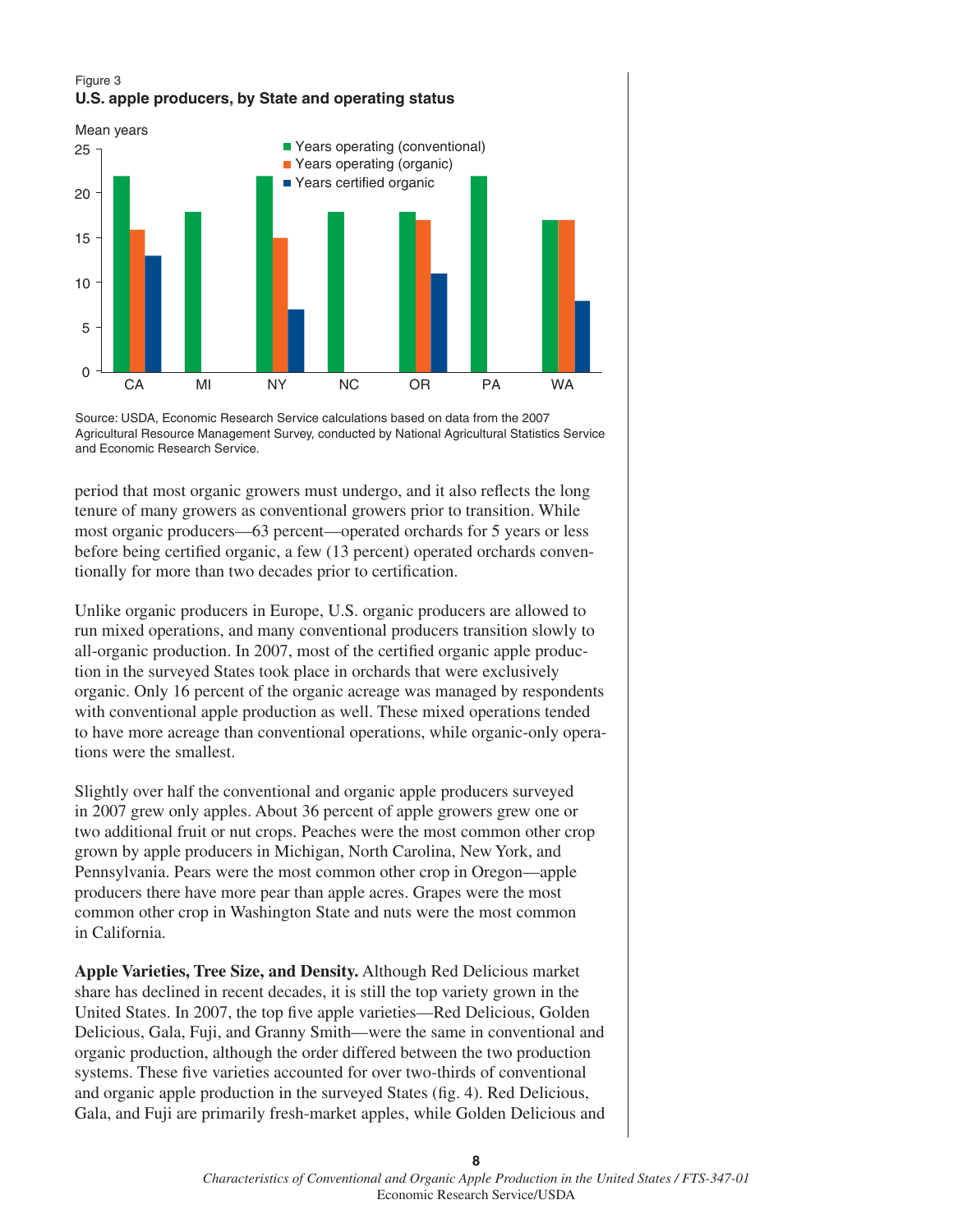Figure 3
**U.S. apple producers, by State and operating status**

Mean years

25
20
15
10
5
0

Years operating (conventional)
Years operating (organic)
Years certified organic

CA MI NY NC OR PA WA

Source: USDA, Economic Research Service calculations based on data from the 2007 Agricultural Resource Management Survey, conducted by National Agricultural Statistics Service and Economic Research Service.

period that most organic growers must undergo, and it also reflects the long tenure of many growers as conventional growers prior to transition. While most organic producers—63 percent—operated orchards for 5 years or less before being certified organic, a few (13 percent) operated orchards conventionally for more than two decades prior to certification.

Unlike organic producers in Europe, U.S. organic producers are allowed to run mixed operations, and many conventional producers transition slowly to all-organic production. In 2007, most of the certified organic apple production in the surveyed States took place in orchards that were exclusively organic. Only 16 percent of the organic acreage was managed by respondents with conventional apple production as well. These mixed operations tended to have more acreage than conventional operations, while organic-only operations were the smallest.

Slightly over half the conventional and organic apple producers surveyed in 2007 grew only apples. About 36 percent of apple growers grew one or two additional fruit or nut crops. Peaches were the most common other crop grown by apple producers in Michigan, North Carolina, New York, and Pennsylvania. Pears were the most common other crop in Oregon—apple producers there have more pear than apple acres. Grapes were the most common other crop in Washington State and nuts were the most common in California.

**Apple Varieties, Tree Size, and Density.** Although Red Delicious market share has declined in recent decades, it is still the top variety grown in the United States. In 2007, the top five apple varieties—Red Delicious, Golden Delicious, Gala, Fuji, and Granny Smith—were the same in conventional and organic production, although the order differed between the two production systems. These five varieties accounted for over two-thirds of conventional and organic apple production in the surveyed States (fig. 4). Red Delicious, Gala, and Fuji are primarily fresh-market apples, while Golden Delicious and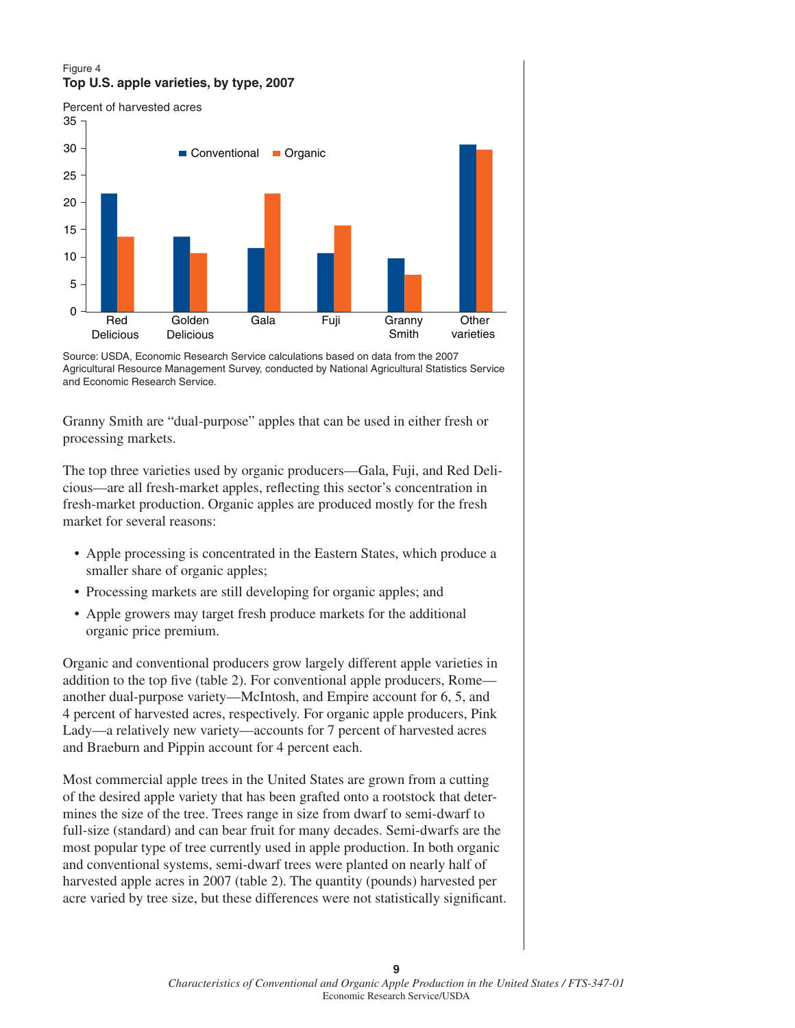Figure 4
**Top U.S. apple varieties, by type, 2007**

Percent of harvested acres

35
30
25
20
15
10
5
0

Conventional
Organic

Red Delicious
Golden Delicious
Gala
Fuji
Granny Smith
Other varieties

Source: USDA, Economic Research Service calculations based on data from the 2007 Agricultural Resource Management Survey, conducted by National Agricultural Statistics Service and Economic Research Service.

Granny Smith are “dual-purpose” apples that can be used in either fresh or processing markets.

The top three varieties used by organic producers—Gala, Fuji, and Red Delicious—are all fresh-market apples, reflecting this sector’s concentration in fresh-market production. Organic apples are produced mostly for the fresh market for several reasons:

- Apple processing is concentrated in the Eastern States, which produce a smaller share of organic apples;
- Processing markets are still developing for organic apples; and
- Apple growers may target fresh produce markets for the additional organic price premium.

Organic and conventional producers grow largely different apple varieties in addition to the top five (table 2). For conventional apple producers, Rome—another dual-purpose variety—McIntosh, and Empire account for 6, 5, and 4 percent of harvested acres, respectively. For organic apple producers, Pink Lady—a relatively new variety—accounts for 7 percent of harvested acres and Braeburn and Pippin account for 4 percent each.

Most commercial apple trees in the United States are grown from a cutting of the desired apple variety that has been grafted onto a rootstock that determines the size of the tree. Trees range in size from dwarf to semi-dwarf to full-size (standard) and can bear fruit for many decades. Semi-dwarfs are the most popular type of tree currently used in apple production. In both organic and conventional systems, semi-dwarf trees were planted on nearly half of harvested apple acres in 2007 (table 2). The quantity (pounds) harvested per acre varied by tree size, but these differences were not statistically significant.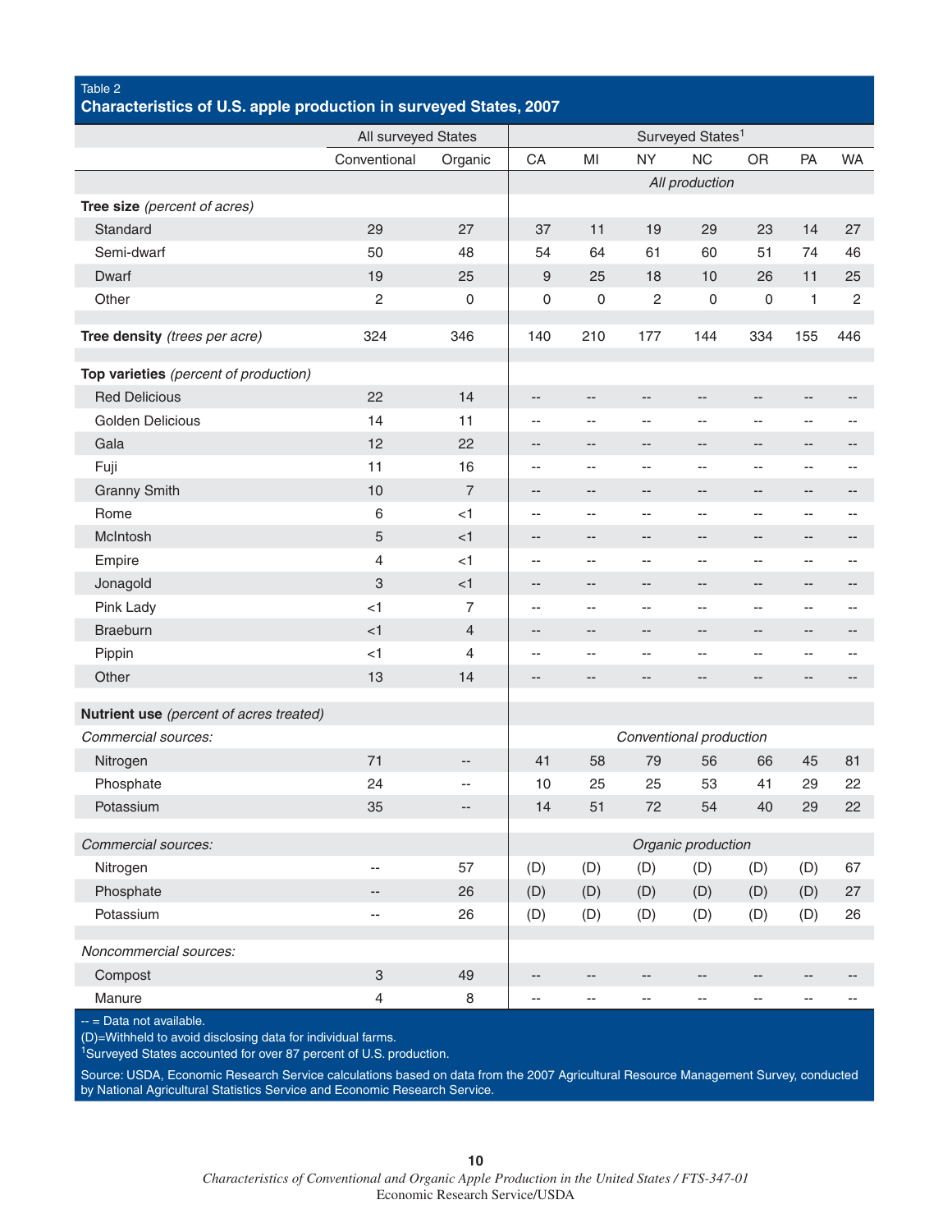Table 2

**Characteristics of U.S. apple production in surveyed States, 2007**

| | All surveyed States | | Surveyed States[1] | | | | | | |
|---|---|---|---|---|---|---|---|---|---|
| | Conventional | Organic | CA | MI | NY | NC | OR | PA | WA |
| | | | *All production* | | | | | | |
| **Tree size** *(percent of acres)* | | | | | | | | | |
| Standard | 29 | 27 | 37 | 11 | 19 | 29 | 23 | 14 | 27 |
| Semi-dwarf | 50 | 48 | 54 | 64 | 61 | 60 | 51 | 74 | 46 |
| Dwarf | 19 | 25 | 9 | 25 | 18 | 10 | 26 | 11 | 25 |
| Other | 2 | 0 | 0 | 0 | 2 | 0 | 0 | 1 | 2 |
| **Tree density** *(trees per acre)* | 324 | 346 | 140 | 210 | 177 | 144 | 334 | 155 | 446 |
| **Top varieties** *(percent of production)* | | | | | | | | | |
| Red Delicious | 22 | 14 | -- | -- | -- | -- | -- | -- | -- |
| Golden Delicious | 14 | 11 | -- | -- | -- | -- | -- | -- | -- |
| Gala | 12 | 22 | -- | -- | -- | -- | -- | -- | -- |
| Fuji | 11 | 16 | -- | -- | -- | -- | -- | -- | -- |
| Granny Smith | 10 | 7 | -- | -- | -- | -- | -- | -- | -- |
| Rome | 6 | <1 | -- | -- | -- | -- | -- | -- | -- |
| McIntosh | 5 | <1 | -- | -- | -- | -- | -- | -- | -- |
| Empire | 4 | <1 | -- | -- | -- | -- | -- | -- | -- |
| Jonagold | 3 | <1 | -- | -- | -- | -- | -- | -- | -- |
| Pink Lady | <1 | 7 | -- | -- | -- | -- | -- | -- | -- |
| Braeburn | <1 | 4 | -- | -- | -- | -- | -- | -- | -- |
| Pippin | <1 | 4 | -- | -- | -- | -- | -- | -- | -- |
| Other | 13 | 14 | -- | -- | -- | -- | -- | -- | -- |
| **Nutrient use** *(percent of acres treated)* | | | | | | | | | |
| *Commercial sources:* | | | *Conventional production* | | | | | | |
| Nitrogen | 71 | -- | 41 | 58 | 79 | 56 | 66 | 45 | 81 |
| Phosphate | 24 | -- | 10 | 25 | 25 | 53 | 41 | 29 | 22 |
| Potassium | 35 | -- | 14 | 51 | 72 | 54 | 40 | 29 | 22 |
| *Commercial sources:* | | | *Organic production* | | | | | | |
| Nitrogen | -- | 57 | (D) | (D) | (D) | (D) | (D) | (D) | 67 |
| Phosphate | -- | 26 | (D) | (D) | (D) | (D) | (D) | (D) | 27 |
| Potassium | -- | 26 | (D) | (D) | (D) | (D) | (D) | (D) | 26 |
| *Noncommercial sources:* | | | | | | | | | |
| Compost | 3 | 49 | -- | -- | -- | -- | -- | -- | -- |
| Manure | 4 | 8 | -- | -- | -- | -- | -- | -- | -- |

-- = Data not available.

(D)=Withheld to avoid disclosing data for individual farms.

[1]Surveyed States accounted for over 87 percent of U.S. production.

Source: USDA, Economic Research Service calculations based on data from the 2007 Agricultural Resource Management Survey, conducted by National Agricultural Statistics Service and Economic Research Service.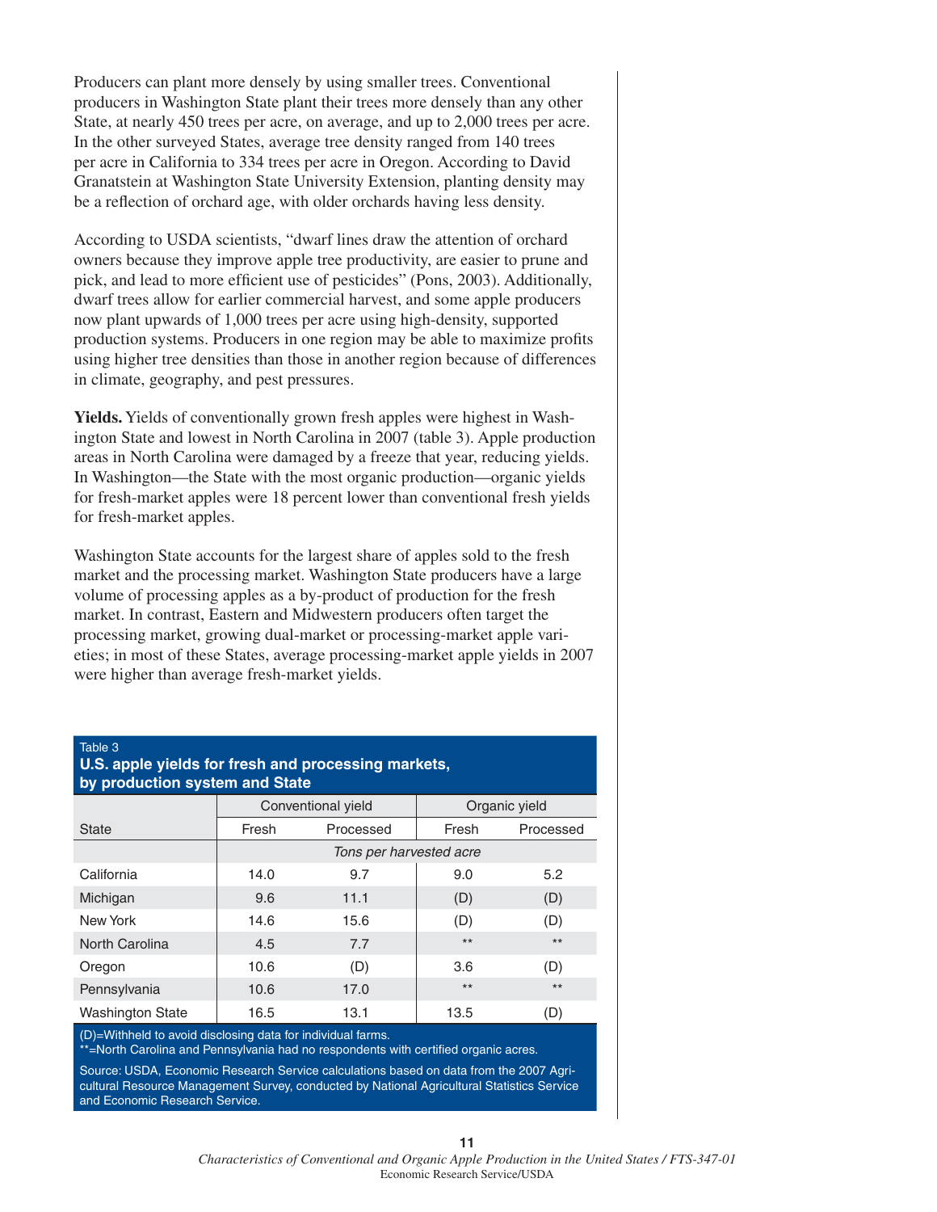Producers can plant more densely by using smaller trees. Conventional producers in Washington State plant their trees more densely than any other State, at nearly 450 trees per acre, on average, and up to 2,000 trees per acre. In the other surveyed States, average tree density ranged from 140 trees per acre in California to 334 trees per acre in Oregon. According to David Granatstein at Washington State University Extension, planting density may be a reflection of orchard age, with older orchards having less density.

According to USDA scientists, "dwarf lines draw the attention of orchard owners because they improve apple tree productivity, are easier to prune and pick, and lead to more efficient use of pesticides" (Pons, 2003). Additionally, dwarf trees allow for earlier commercial harvest, and some apple producers now plant upwards of 1,000 trees per acre using high-density, supported production systems. Producers in one region may be able to maximize profits using higher tree densities than those in another region because of differences in climate, geography, and pest pressures.

**Yields.** Yields of conventionally grown fresh apples were highest in Washington State and lowest in North Carolina in 2007 (table 3). Apple production areas in North Carolina were damaged by a freeze that year, reducing yields. In Washington—the State with the most organic production—organic yields for fresh-market apples were 18 percent lower than conventional fresh yields for fresh-market apples.

Washington State accounts for the largest share of apples sold to the fresh market and the processing market. Washington State producers have a large volume of processing apples as a by-product of production for the fresh market. In contrast, Eastern and Midwestern producers often target the processing market, growing dual-market or processing-market apple varieties; in most of these States, average processing-market apple yields in 2007 were higher than average fresh-market yields.

Table 3
**U.S. apple yields for fresh and processing markets, by production system and State**

| | Conventional yield | | Organic yield | |
|---|---|---|---|---|
| State | Fresh | Processed | Fresh | Processed |
| | *Tons per harvested acre* | | | |
| California | 14.0 | 9.7 | 9.0 | 5.2 |
| Michigan | 9.6 | 11.1 | (D) | (D) |
| New York | 14.6 | 15.6 | (D) | (D) |
| North Carolina | 4.5 | 7.7 | ** | ** |
| Oregon | 10.6 | (D) | 3.6 | (D) |
| Pennsylvania | 10.6 | 17.0 | ** | ** |
| Washington State | 16.5 | 13.1 | 13.5 | (D) |

(D)=Withheld to avoid disclosing data for individual farms.
**=North Carolina and Pennsylvania had no respondents with certified organic acres.

Source: USDA, Economic Research Service calculations based on data from the 2007 Agricultural Resource Management Survey, conducted by National Agricultural Statistics Service and Economic Research Service.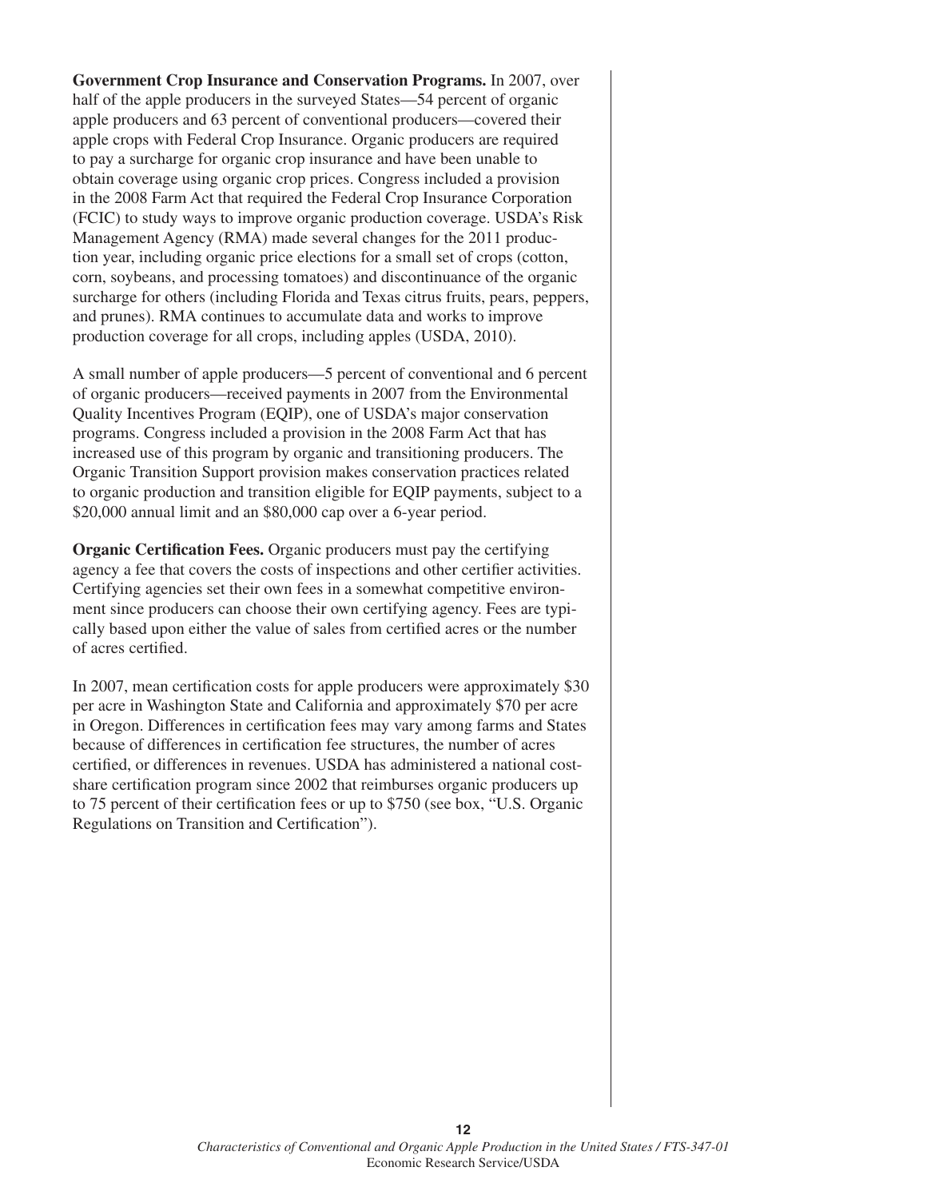**Government Crop Insurance and Conservation Programs.** In 2007, over half of the apple producers in the surveyed States—54 percent of organic apple producers and 63 percent of conventional producers—covered their apple crops with Federal Crop Insurance. Organic producers are required to pay a surcharge for organic crop insurance and have been unable to obtain coverage using organic crop prices. Congress included a provision in the 2008 Farm Act that required the Federal Crop Insurance Corporation (FCIC) to study ways to improve organic production coverage. USDA's Risk Management Agency (RMA) made several changes for the 2011 production year, including organic price elections for a small set of crops (cotton, corn, soybeans, and processing tomatoes) and discontinuance of the organic surcharge for others (including Florida and Texas citrus fruits, pears, peppers, and prunes). RMA continues to accumulate data and works to improve production coverage for all crops, including apples (USDA, 2010).

A small number of apple producers—5 percent of conventional and 6 percent of organic producers—received payments in 2007 from the Environmental Quality Incentives Program (EQIP), one of USDA's major conservation programs. Congress included a provision in the 2008 Farm Act that has increased use of this program by organic and transitioning producers. The Organic Transition Support provision makes conservation practices related to organic production and transition eligible for EQIP payments, subject to a $20,000 annual limit and an $80,000 cap over a 6-year period.

**Organic Certification Fees.** Organic producers must pay the certifying agency a fee that covers the costs of inspections and other certifier activities. Certifying agencies set their own fees in a somewhat competitive environment since producers can choose their own certifying agency. Fees are typically based upon either the value of sales from certified acres or the number of acres certified.

In 2007, mean certification costs for apple producers were approximately $30 per acre in Washington State and California and approximately $70 per acre in Oregon. Differences in certification fees may vary among farms and States because of differences in certification fee structures, the number of acres certified, or differences in revenues. USDA has administered a national cost-share certification program since 2002 that reimburses organic producers up to 75 percent of their certification fees or up to $750 (see box, "U.S. Organic Regulations on Transition and Certification").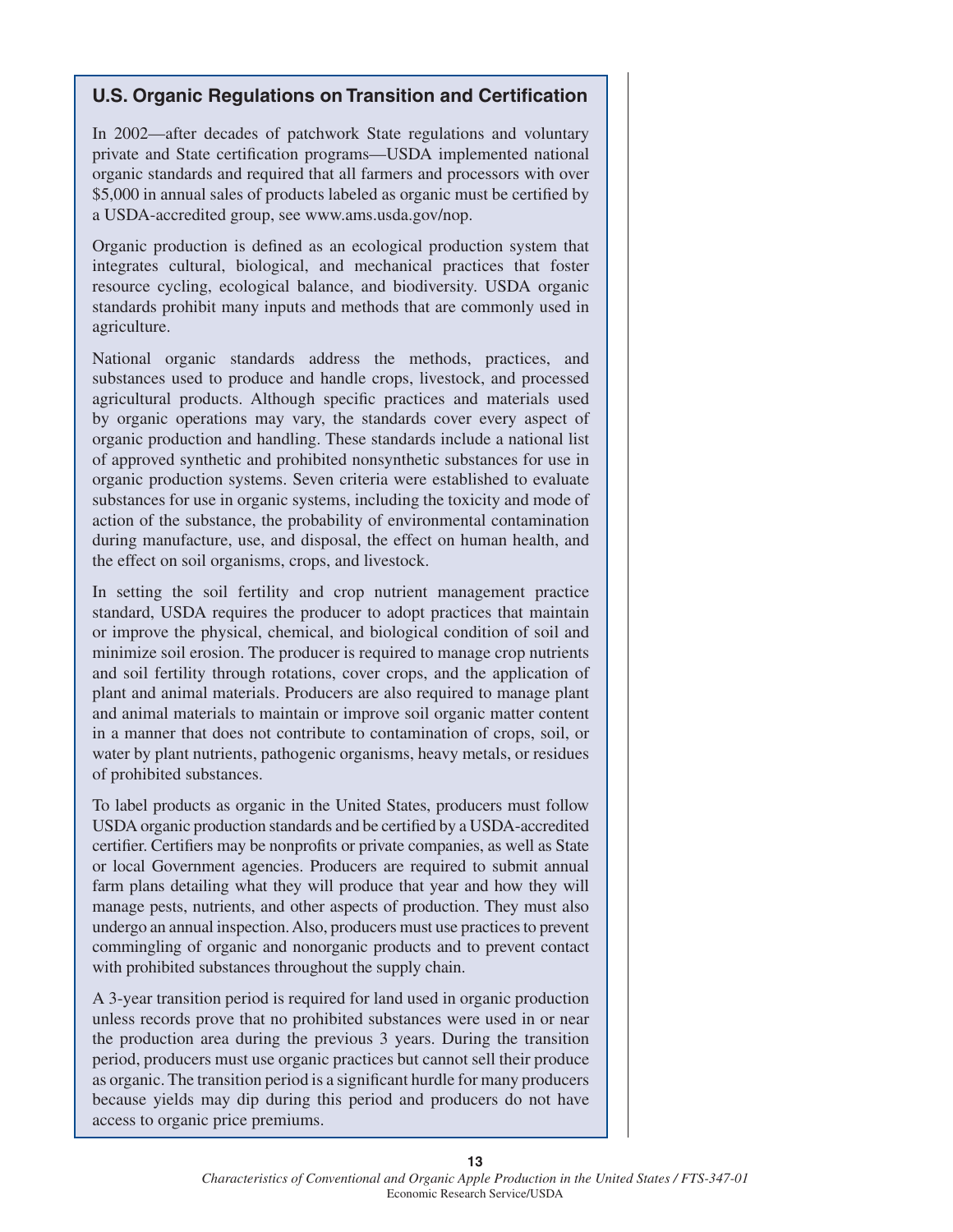## U.S. Organic Regulations on Transition and Certification

In 2002—after decades of patchwork State regulations and voluntary private and State certification programs—USDA implemented national organic standards and required that all farmers and processors with over $5,000 in annual sales of products labeled as organic must be certified by a USDA-accredited group, see www.ams.usda.gov/nop.

Organic production is defined as an ecological production system that integrates cultural, biological, and mechanical practices that foster resource cycling, ecological balance, and biodiversity. USDA organic standards prohibit many inputs and methods that are commonly used in agriculture.

National organic standards address the methods, practices, and substances used to produce and handle crops, livestock, and processed agricultural products. Although specific practices and materials used by organic operations may vary, the standards cover every aspect of organic production and handling. These standards include a national list of approved synthetic and prohibited nonsynthetic substances for use in organic production systems. Seven criteria were established to evaluate substances for use in organic systems, including the toxicity and mode of action of the substance, the probability of environmental contamination during manufacture, use, and disposal, the effect on human health, and the effect on soil organisms, crops, and livestock.

In setting the soil fertility and crop nutrient management practice standard, USDA requires the producer to adopt practices that maintain or improve the physical, chemical, and biological condition of soil and minimize soil erosion. The producer is required to manage crop nutrients and soil fertility through rotations, cover crops, and the application of plant and animal materials. Producers are also required to manage plant and animal materials to maintain or improve soil organic matter content in a manner that does not contribute to contamination of crops, soil, or water by plant nutrients, pathogenic organisms, heavy metals, or residues of prohibited substances.

To label products as organic in the United States, producers must follow USDA organic production standards and be certified by a USDA-accredited certifier. Certifiers may be nonprofits or private companies, as well as State or local Government agencies. Producers are required to submit annual farm plans detailing what they will produce that year and how they will manage pests, nutrients, and other aspects of production. They must also undergo an annual inspection. Also, producers must use practices to prevent commingling of organic and nonorganic products and to prevent contact with prohibited substances throughout the supply chain.

A 3-year transition period is required for land used in organic production unless records prove that no prohibited substances were used in or near the production area during the previous 3 years. During the transition period, producers must use organic practices but cannot sell their produce as organic. The transition period is a significant hurdle for many producers because yields may dip during this period and producers do not have access to organic price premiums.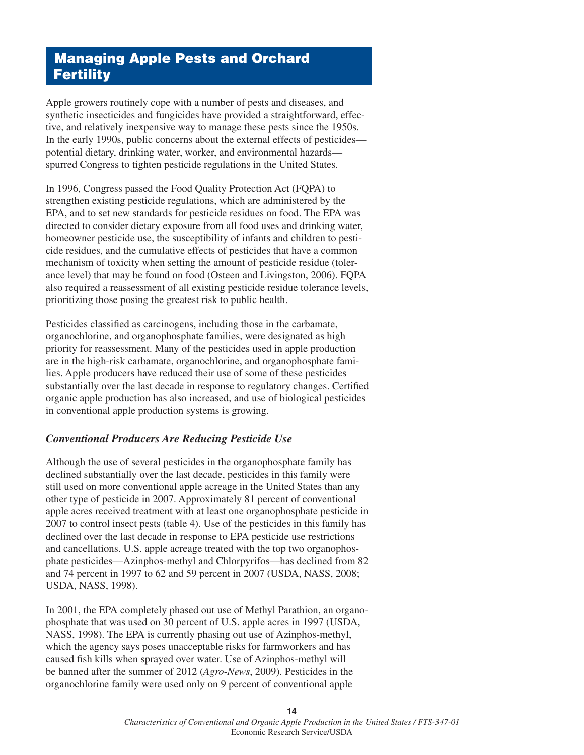## Managing Apple Pests and Orchard Fertility

Apple growers routinely cope with a number of pests and diseases, and synthetic insecticides and fungicides have provided a straightforward, effective, and relatively inexpensive way to manage these pests since the 1950s. In the early 1990s, public concerns about the external effects of pesticides—potential dietary, drinking water, worker, and environmental hazards—spurred Congress to tighten pesticide regulations in the United States.

In 1996, Congress passed the Food Quality Protection Act (FQPA) to strengthen existing pesticide regulations, which are administered by the EPA, and to set new standards for pesticide residues on food. The EPA was directed to consider dietary exposure from all food uses and drinking water, homeowner pesticide use, the susceptibility of infants and children to pesticide residues, and the cumulative effects of pesticides that have a common mechanism of toxicity when setting the amount of pesticide residue (tolerance level) that may be found on food (Osteen and Livingston, 2006). FQPA also required a reassessment of all existing pesticide residue tolerance levels, prioritizing those posing the greatest risk to public health.

Pesticides classified as carcinogens, including those in the carbamate, organochlorine, and organophosphate families, were designated as high priority for reassessment. Many of the pesticides used in apple production are in the high-risk carbamate, organochlorine, and organophosphate families. Apple producers have reduced their use of some of these pesticides substantially over the last decade in response to regulatory changes. Certified organic apple production has also increased, and use of biological pesticides in conventional apple production systems is growing.

### *Conventional Producers Are Reducing Pesticide Use*

Although the use of several pesticides in the organophosphate family has declined substantially over the last decade, pesticides in this family were still used on more conventional apple acreage in the United States than any other type of pesticide in 2007. Approximately 81 percent of conventional apple acres received treatment with at least one organophosphate pesticide in 2007 to control insect pests (table 4). Use of the pesticides in this family has declined over the last decade in response to EPA pesticide use restrictions and cancellations. U.S. apple acreage treated with the top two organophosphate pesticides—Azinphos-methyl and Chlorpyrifos—has declined from 82 and 74 percent in 1997 to 62 and 59 percent in 2007 (USDA, NASS, 2008; USDA, NASS, 1998).

In 2001, the EPA completely phased out use of Methyl Parathion, an organophosphate that was used on 30 percent of U.S. apple acres in 1997 (USDA, NASS, 1998). The EPA is currently phasing out use of Azinphos-methyl, which the agency says poses unacceptable risks for farmworkers and has caused fish kills when sprayed over water. Use of Azinphos-methyl will be banned after the summer of 2012 (*Agro-News*, 2009). Pesticides in the organochlorine family were used only on 9 percent of conventional apple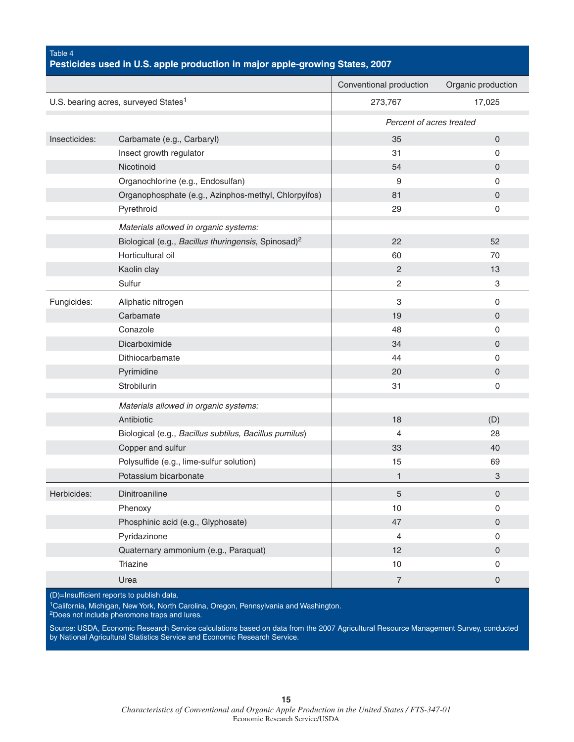Table 4

**Pesticides used in U.S. apple production in major apple-growing States, 2007**

| | | Conventional production | Organic production |
|---|---|---|---|
| U.S. bearing acres, surveyed States[1] | | 273,767 | 17,025 |
| | | *Percent of acres treated* | |
| Insecticides: | Carbamate (e.g., Carbaryl) | 35 | 0 |
| | Insect growth regulator | 31 | 0 |
| | Nicotinoid | 54 | 0 |
| | Organochlorine (e.g., Endosulfan) | 9 | 0 |
| | Organophosphate (e.g., Azinphos-methyl, Chlorpyifos) | 81 | 0 |
| | Pyrethroid | 29 | 0 |
| | *Materials allowed in organic systems:* | | |
| | Biological (e.g., *Bacillus thuringensis*, Spinosad)[2] | 22 | 52 |
| | Horticultural oil | 60 | 70 |
| | Kaolin clay | 2 | 13 |
| | Sulfur | 2 | 3 |
| Fungicides: | Aliphatic nitrogen | 3 | 0 |
| | Carbamate | 19 | 0 |
| | Conazole | 48 | 0 |
| | Dicarboximide | 34 | 0 |
| | Dithiocarbamate | 44 | 0 |
| | Pyrimidine | 20 | 0 |
| | Strobilurin | 31 | 0 |
| | *Materials allowed in organic systems:* | | |
| | Antibiotic | 18 | (D) |
| | Biological (e.g., *Bacillus subtilus, Bacillus pumilus*) | 4 | 28 |
| | Copper and sulfur | 33 | 40 |
| | Polysulfide (e.g., lime-sulfur solution) | 15 | 69 |
| | Potassium bicarbonate | 1 | 3 |
| Herbicides: | Dinitroaniline | 5 | 0 |
| | Phenoxy | 10 | 0 |
| | Phosphinic acid (e.g., Glyphosate) | 47 | 0 |
| | Pyridazinone | 4 | 0 |
| | Quaternary ammonium (e.g., Paraquat) | 12 | 0 |
| | Triazine | 10 | 0 |
| | Urea | 7 | 0 |

(D)=Insufficient reports to publish data.

[1]California, Michigan, New York, North Carolina, Oregon, Pennsylvania and Washington.

[2]Does not include pheromone traps and lures.

Source: USDA, Economic Research Service calculations based on data from the 2007 Agricultural Resource Management Survey, conducted by National Agricultural Statistics Service and Economic Research Service.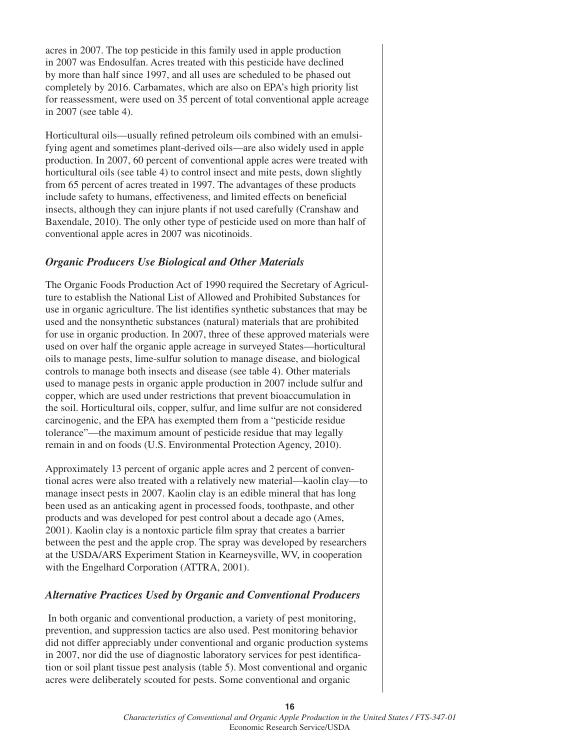acres in 2007. The top pesticide in this family used in apple production in 2007 was Endosulfan. Acres treated with this pesticide have declined by more than half since 1997, and all uses are scheduled to be phased out completely by 2016. Carbamates, which are also on EPA's high priority list for reassessment, were used on 35 percent of total conventional apple acreage in 2007 (see table 4).

Horticultural oils—usually refined petroleum oils combined with an emulsifying agent and sometimes plant-derived oils—are also widely used in apple production. In 2007, 60 percent of conventional apple acres were treated with horticultural oils (see table 4) to control insect and mite pests, down slightly from 65 percent of acres treated in 1997. The advantages of these products include safety to humans, effectiveness, and limited effects on beneficial insects, although they can injure plants if not used carefully (Cranshaw and Baxendale, 2010). The only other type of pesticide used on more than half of conventional apple acres in 2007 was nicotinoids.

### *Organic Producers Use Biological and Other Materials*

The Organic Foods Production Act of 1990 required the Secretary of Agriculture to establish the National List of Allowed and Prohibited Substances for use in organic agriculture. The list identifies synthetic substances that may be used and the nonsynthetic substances (natural) materials that are prohibited for use in organic production. In 2007, three of these approved materials were used on over half the organic apple acreage in surveyed States—horticultural oils to manage pests, lime-sulfur solution to manage disease, and biological controls to manage both insects and disease (see table 4). Other materials used to manage pests in organic apple production in 2007 include sulfur and copper, which are used under restrictions that prevent bioaccumulation in the soil. Horticultural oils, copper, sulfur, and lime sulfur are not considered carcinogenic, and the EPA has exempted them from a "pesticide residue tolerance"—the maximum amount of pesticide residue that may legally remain in and on foods (U.S. Environmental Protection Agency, 2010).

Approximately 13 percent of organic apple acres and 2 percent of conventional acres were also treated with a relatively new material—kaolin clay—to manage insect pests in 2007. Kaolin clay is an edible mineral that has long been used as an anticaking agent in processed foods, toothpaste, and other products and was developed for pest control about a decade ago (Ames, 2001). Kaolin clay is a nontoxic particle film spray that creates a barrier between the pest and the apple crop. The spray was developed by researchers at the USDA/ARS Experiment Station in Kearneysville, WV, in cooperation with the Engelhard Corporation (ATTRA, 2001).

### *Alternative Practices Used by Organic and Conventional Producers*

In both organic and conventional production, a variety of pest monitoring, prevention, and suppression tactics are also used. Pest monitoring behavior did not differ appreciably under conventional and organic production systems in 2007, nor did the use of diagnostic laboratory services for pest identification or soil plant tissue pest analysis (table 5). Most conventional and organic acres were deliberately scouted for pests. Some conventional and organic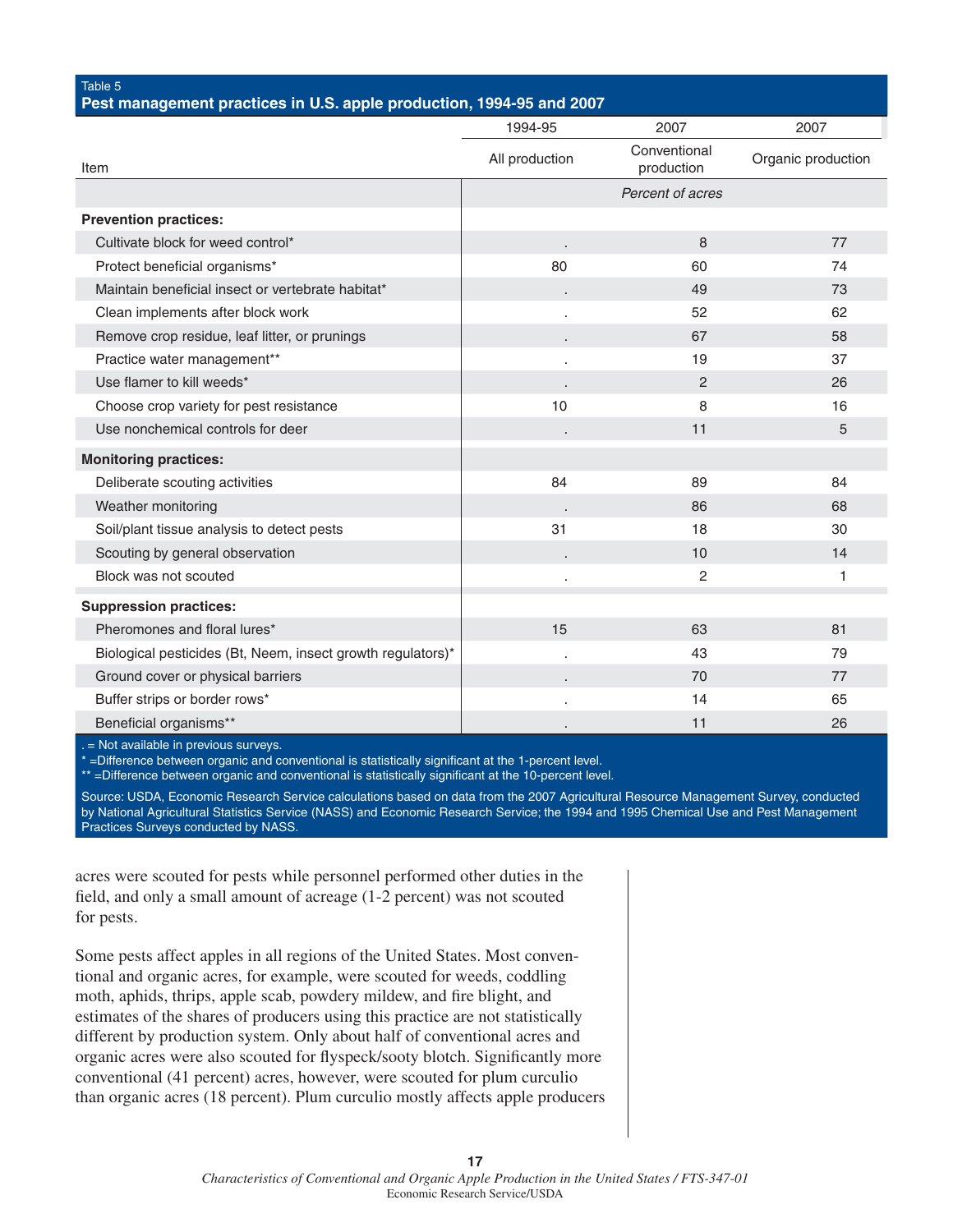Table 5
**Pest management practices in U.S. apple production, 1994-95 and 2007**

| Item | 1994-95 All production | 2007 Conventional production | 2007 Organic production |
|---|---|---|---|
| | | *Percent of acres* | |
| **Prevention practices:** | | | |
| Cultivate block for weed control* | . | 8 | 77 |
| Protect beneficial organisms* | 80 | 60 | 74 |
| Maintain beneficial insect or vertebrate habitat* | . | 49 | 73 |
| Clean implements after block work | . | 52 | 62 |
| Remove crop residue, leaf litter, or prunings | . | 67 | 58 |
| Practice water management** | . | 19 | 37 |
| Use flamer to kill weeds* | . | 2 | 26 |
| Choose crop variety for pest resistance | 10 | 8 | 16 |
| Use nonchemical controls for deer | . | 11 | 5 |
| **Monitoring practices:** | | | |
| Deliberate scouting activities | 84 | 89 | 84 |
| Weather monitoring | . | 86 | 68 |
| Soil/plant tissue analysis to detect pests | 31 | 18 | 30 |
| Scouting by general observation | . | 10 | 14 |
| Block was not scouted | . | 2 | 1 |
| **Suppression practices:** | | | |
| Pheromones and floral lures* | 15 | 63 | 81 |
| Biological pesticides (Bt, Neem, insect growth regulators)* | . | 43 | 79 |
| Ground cover or physical barriers | . | 70 | 77 |
| Buffer strips or border rows* | . | 14 | 65 |
| Beneficial organisms** | . | 11 | 26 |

. = Not available in previous surveys.
* =Difference between organic and conventional is statistically significant at the 1-percent level.
** =Difference between organic and conventional is statistically significant at the 10-percent level.

Source: USDA, Economic Research Service calculations based on data from the 2007 Agricultural Resource Management Survey, conducted by National Agricultural Statistics Service (NASS) and Economic Research Service; the 1994 and 1995 Chemical Use and Pest Management Practices Surveys conducted by NASS.

acres were scouted for pests while personnel performed other duties in the field, and only a small amount of acreage (1-2 percent) was not scouted for pests.

Some pests affect apples in all regions of the United States. Most conventional and organic acres, for example, were scouted for weeds, coddling moth, aphids, thrips, apple scab, powdery mildew, and fire blight, and estimates of the shares of producers using this practice are not statistically different by production system. Only about half of conventional acres and organic acres were also scouted for flyspeck/sooty blotch. Significantly more conventional (41 percent) acres, however, were scouted for plum curculio than organic acres (18 percent). Plum curculio mostly affects apple producers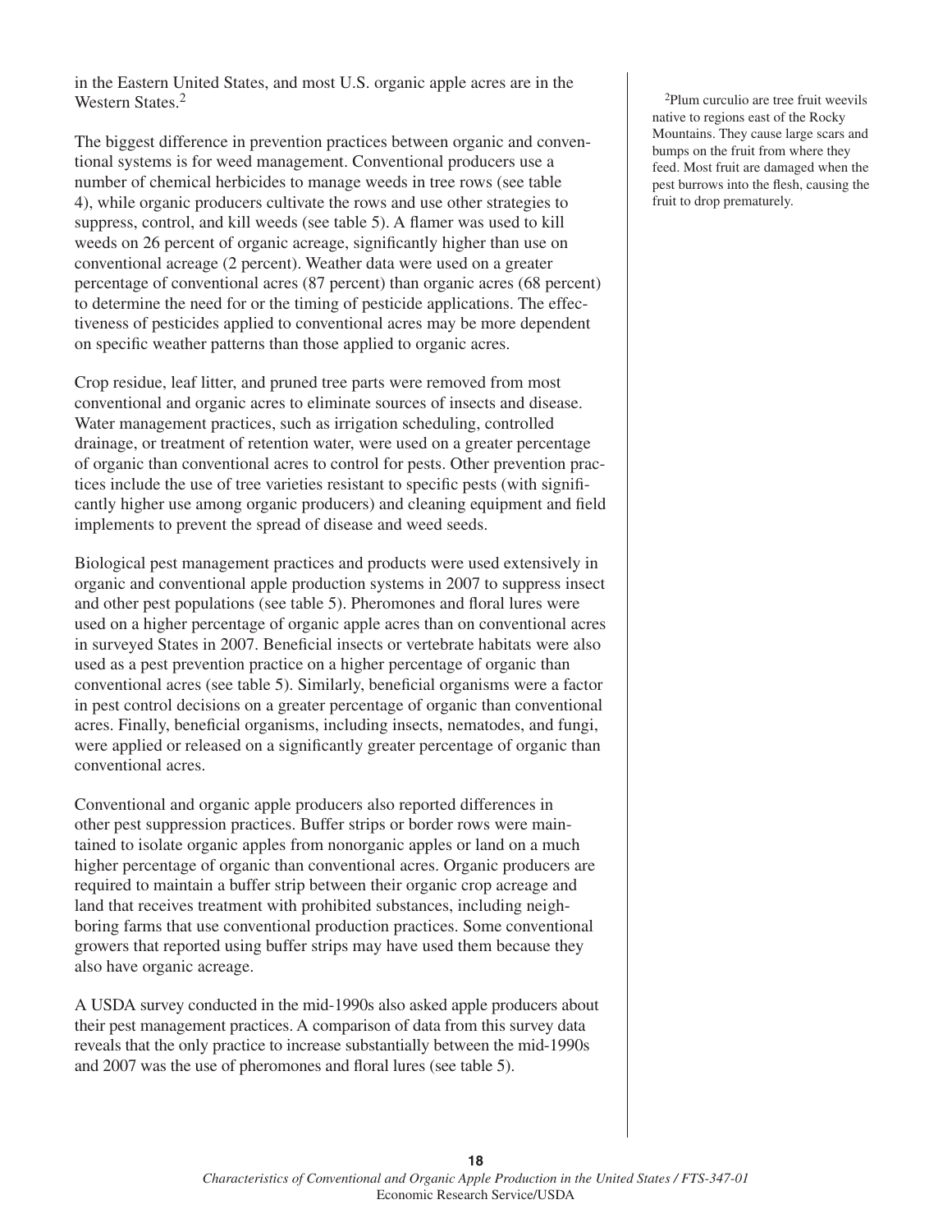in the Eastern United States, and most U.S. organic apple acres are in the Western States.[2]

The biggest difference in prevention practices between organic and conventional systems is for weed management. Conventional producers use a number of chemical herbicides to manage weeds in tree rows (see table 4), while organic producers cultivate the rows and use other strategies to suppress, control, and kill weeds (see table 5). A flamer was used to kill weeds on 26 percent of organic acreage, significantly higher than use on conventional acreage (2 percent). Weather data were used on a greater percentage of conventional acres (87 percent) than organic acres (68 percent) to determine the need for or the timing of pesticide applications. The effectiveness of pesticides applied to conventional acres may be more dependent on specific weather patterns than those applied to organic acres.

Crop residue, leaf litter, and pruned tree parts were removed from most conventional and organic acres to eliminate sources of insects and disease. Water management practices, such as irrigation scheduling, controlled drainage, or treatment of retention water, were used on a greater percentage of organic than conventional acres to control for pests. Other prevention practices include the use of tree varieties resistant to specific pests (with significantly higher use among organic producers) and cleaning equipment and field implements to prevent the spread of disease and weed seeds.

Biological pest management practices and products were used extensively in organic and conventional apple production systems in 2007 to suppress insect and other pest populations (see table 5). Pheromones and floral lures were used on a higher percentage of organic apple acres than on conventional acres in surveyed States in 2007. Beneficial insects or vertebrate habitats were also used as a pest prevention practice on a higher percentage of organic than conventional acres (see table 5). Similarly, beneficial organisms were a factor in pest control decisions on a greater percentage of organic than conventional acres. Finally, beneficial organisms, including insects, nematodes, and fungi, were applied or released on a significantly greater percentage of organic than conventional acres.

Conventional and organic apple producers also reported differences in other pest suppression practices. Buffer strips or border rows were maintained to isolate organic apples from nonorganic apples or land on a much higher percentage of organic than conventional acres. Organic producers are required to maintain a buffer strip between their organic crop acreage and land that receives treatment with prohibited substances, including neighboring farms that use conventional production practices. Some conventional growers that reported using buffer strips may have used them because they also have organic acreage.

A USDA survey conducted in the mid-1990s also asked apple producers about their pest management practices. A comparison of data from this survey data reveals that the only practice to increase substantially between the mid-1990s and 2007 was the use of pheromones and floral lures (see table 5).

[2]Plum curculio are tree fruit weevils native to regions east of the Rocky Mountains. They cause large scars and bumps on the fruit from where they feed. Most fruit are damaged when the pest burrows into the flesh, causing the fruit to drop prematurely.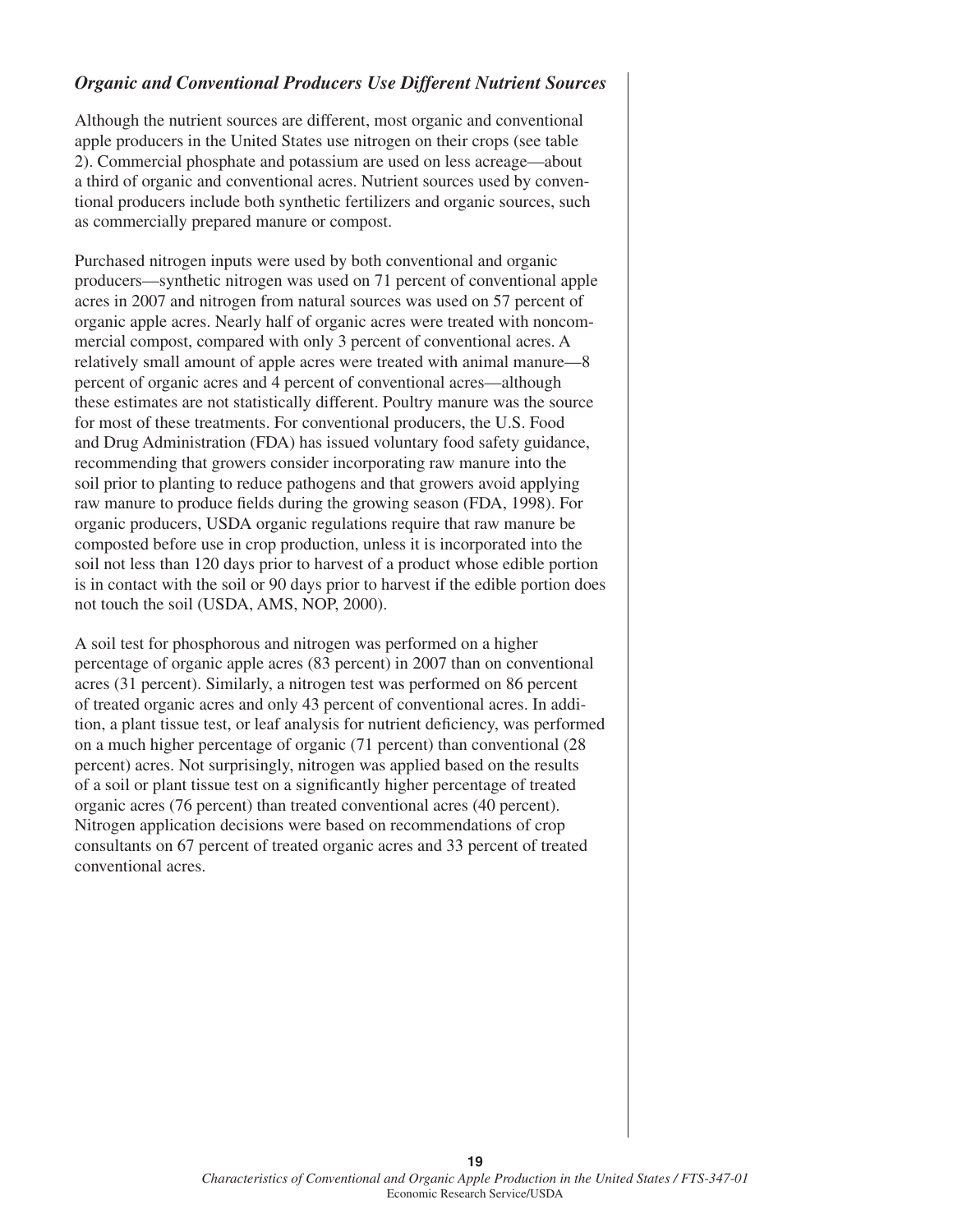### *Organic and Conventional Producers Use Different Nutrient Sources*

Although the nutrient sources are different, most organic and conventional apple producers in the United States use nitrogen on their crops (see table 2). Commercial phosphate and potassium are used on less acreage—about a third of organic and conventional acres. Nutrient sources used by conventional producers include both synthetic fertilizers and organic sources, such as commercially prepared manure or compost.

Purchased nitrogen inputs were used by both conventional and organic producers—synthetic nitrogen was used on 71 percent of conventional apple acres in 2007 and nitrogen from natural sources was used on 57 percent of organic apple acres. Nearly half of organic acres were treated with noncommercial compost, compared with only 3 percent of conventional acres. A relatively small amount of apple acres were treated with animal manure—8 percent of organic acres and 4 percent of conventional acres—although these estimates are not statistically different. Poultry manure was the source for most of these treatments. For conventional producers, the U.S. Food and Drug Administration (FDA) has issued voluntary food safety guidance, recommending that growers consider incorporating raw manure into the soil prior to planting to reduce pathogens and that growers avoid applying raw manure to produce fields during the growing season (FDA, 1998). For organic producers, USDA organic regulations require that raw manure be composted before use in crop production, unless it is incorporated into the soil not less than 120 days prior to harvest of a product whose edible portion is in contact with the soil or 90 days prior to harvest if the edible portion does not touch the soil (USDA, AMS, NOP, 2000).

A soil test for phosphorous and nitrogen was performed on a higher percentage of organic apple acres (83 percent) in 2007 than on conventional acres (31 percent). Similarly, a nitrogen test was performed on 86 percent of treated organic acres and only 43 percent of conventional acres. In addition, a plant tissue test, or leaf analysis for nutrient deficiency, was performed on a much higher percentage of organic (71 percent) than conventional (28 percent) acres. Not surprisingly, nitrogen was applied based on the results of a soil or plant tissue test on a significantly higher percentage of treated organic acres (76 percent) than treated conventional acres (40 percent). Nitrogen application decisions were based on recommendations of crop consultants on 67 percent of treated organic acres and 33 percent of treated conventional acres.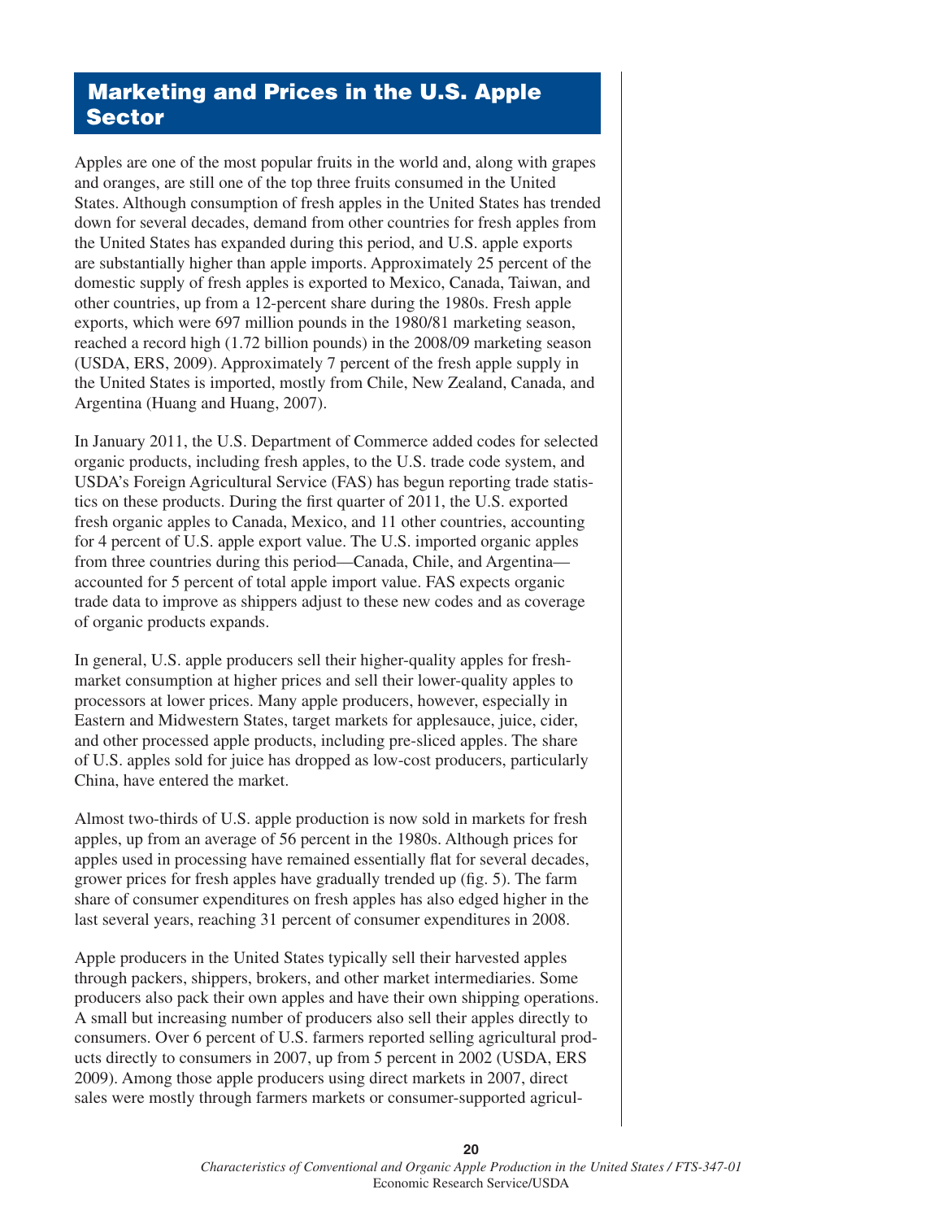## Marketing and Prices in the U.S. Apple Sector

Apples are one of the most popular fruits in the world and, along with grapes and oranges, are still one of the top three fruits consumed in the United States. Although consumption of fresh apples in the United States has trended down for several decades, demand from other countries for fresh apples from the United States has expanded during this period, and U.S. apple exports are substantially higher than apple imports. Approximately 25 percent of the domestic supply of fresh apples is exported to Mexico, Canada, Taiwan, and other countries, up from a 12-percent share during the 1980s. Fresh apple exports, which were 697 million pounds in the 1980/81 marketing season, reached a record high (1.72 billion pounds) in the 2008/09 marketing season (USDA, ERS, 2009). Approximately 7 percent of the fresh apple supply in the United States is imported, mostly from Chile, New Zealand, Canada, and Argentina (Huang and Huang, 2007).

In January 2011, the U.S. Department of Commerce added codes for selected organic products, including fresh apples, to the U.S. trade code system, and USDA's Foreign Agricultural Service (FAS) has begun reporting trade statistics on these products. During the first quarter of 2011, the U.S. exported fresh organic apples to Canada, Mexico, and 11 other countries, accounting for 4 percent of U.S. apple export value. The U.S. imported organic apples from three countries during this period—Canada, Chile, and Argentina—accounted for 5 percent of total apple import value. FAS expects organic trade data to improve as shippers adjust to these new codes and as coverage of organic products expands.

In general, U.S. apple producers sell their higher-quality apples for fresh-market consumption at higher prices and sell their lower-quality apples to processors at lower prices. Many apple producers, however, especially in Eastern and Midwestern States, target markets for applesauce, juice, cider, and other processed apple products, including pre-sliced apples. The share of U.S. apples sold for juice has dropped as low-cost producers, particularly China, have entered the market.

Almost two-thirds of U.S. apple production is now sold in markets for fresh apples, up from an average of 56 percent in the 1980s. Although prices for apples used in processing have remained essentially flat for several decades, grower prices for fresh apples have gradually trended up (fig. 5). The farm share of consumer expenditures on fresh apples has also edged higher in the last several years, reaching 31 percent of consumer expenditures in 2008.

Apple producers in the United States typically sell their harvested apples through packers, shippers, brokers, and other market intermediaries. Some producers also pack their own apples and have their own shipping operations. A small but increasing number of producers also sell their apples directly to consumers. Over 6 percent of U.S. farmers reported selling agricultural products directly to consumers in 2007, up from 5 percent in 2002 (USDA, ERS 2009). Among those apple producers using direct markets in 2007, direct sales were mostly through farmers markets or consumer-supported agricul-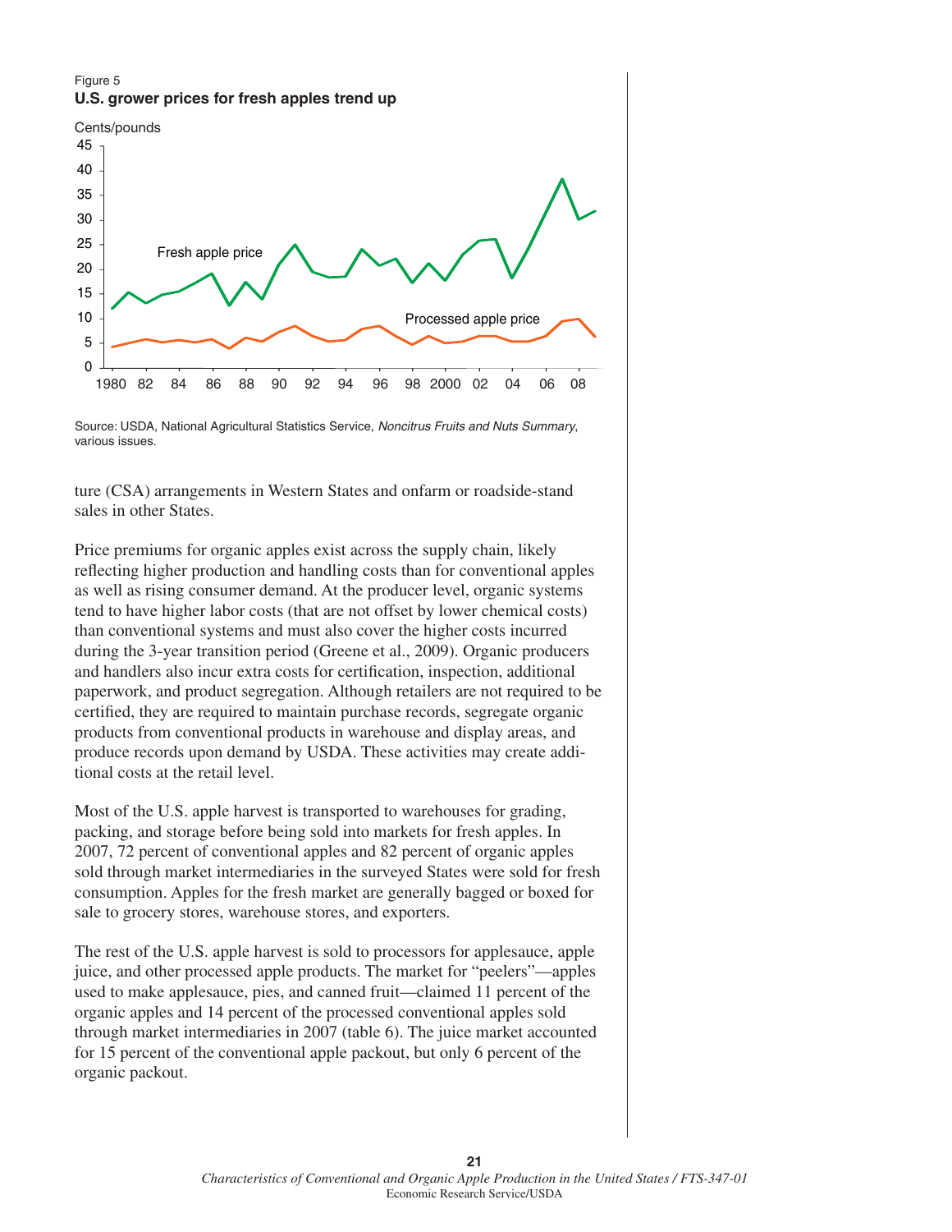Figure 5

**U.S. grower prices for fresh apples trend up**

Cents/pounds

45
40
35
30
25
20
15
10
5
0

1980 82 84 86 88 90 92 94 96 98 2000 02 04 06 08

Fresh apple price

Processed apple price

Source: USDA, National Agricultural Statistics Service, *Noncitrus Fruits and Nuts Summary*, various issues.

ture (CSA) arrangements in Western States and onfarm or roadside-stand sales in other States.

Price premiums for organic apples exist across the supply chain, likely reflecting higher production and handling costs than for conventional apples as well as rising consumer demand. At the producer level, organic systems tend to have higher labor costs (that are not offset by lower chemical costs) than conventional systems and must also cover the higher costs incurred during the 3-year transition period (Greene et al., 2009). Organic producers and handlers also incur extra costs for certification, inspection, additional paperwork, and product segregation. Although retailers are not required to be certified, they are required to maintain purchase records, segregate organic products from conventional products in warehouse and display areas, and produce records upon demand by USDA. These activities may create additional costs at the retail level.

Most of the U.S. apple harvest is transported to warehouses for grading, packing, and storage before being sold into markets for fresh apples. In 2007, 72 percent of conventional apples and 82 percent of organic apples sold through market intermediaries in the surveyed States were sold for fresh consumption. Apples for the fresh market are generally bagged or boxed for sale to grocery stores, warehouse stores, and exporters.

The rest of the U.S. apple harvest is sold to processors for applesauce, apple juice, and other processed apple products. The market for "peelers"—apples used to make applesauce, pies, and canned fruit—claimed 11 percent of the organic apples and 14 percent of the processed conventional apples sold through market intermediaries in 2007 (table 6). The juice market accounted for 15 percent of the conventional apple packout, but only 6 percent of the organic packout.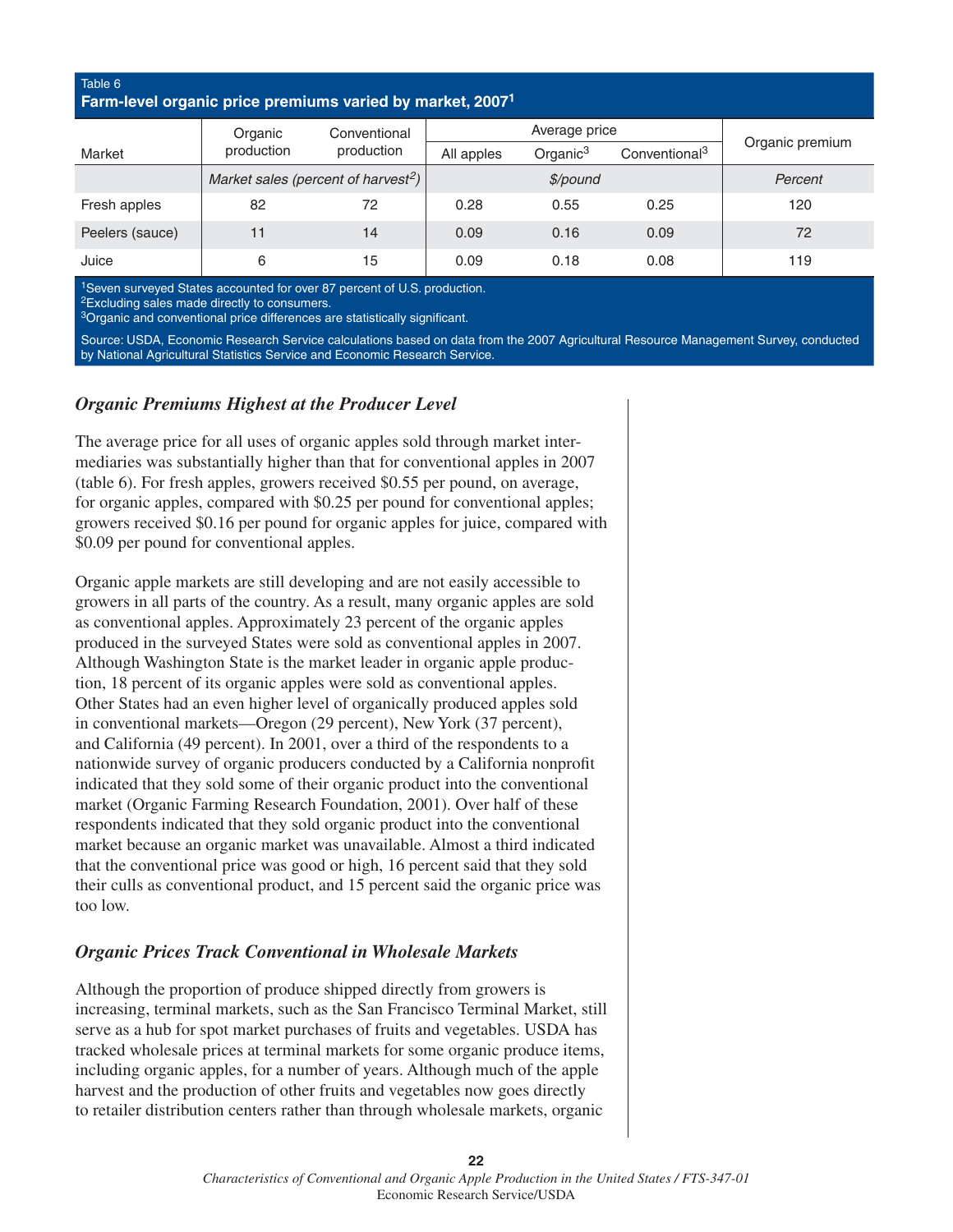Table 6
**Farm-level organic price premiums varied by market, 2007[1]**

| Market | Organic production | Conventional production | Average price | | | Organic premium |
|---|---|---|---|---|---|---|
| | | | All apples | Organic[3] | Conventional[3] | |
| | *Market sales (percent of harvest[2])* | | *$/pound* | | | *Percent* |
| Fresh apples | 82 | 72 | 0.28 | 0.55 | 0.25 | 120 |
| Peelers (sauce) | 11 | 14 | 0.09 | 0.16 | 0.09 | 72 |
| Juice | 6 | 15 | 0.09 | 0.18 | 0.08 | 119 |

[1]Seven surveyed States accounted for over 87 percent of U.S. production.
[2]Excluding sales made directly to consumers.
[3]Organic and conventional price differences are statistically significant.

Source: USDA, Economic Research Service calculations based on data from the 2007 Agricultural Resource Management Survey, conducted by National Agricultural Statistics Service and Economic Research Service.

### *Organic Premiums Highest at the Producer Level*

The average price for all uses of organic apples sold through market intermediaries was substantially higher than that for conventional apples in 2007 (table 6). For fresh apples, growers received $0.55 per pound, on average, for organic apples, compared with $0.25 per pound for conventional apples; growers received $0.16 per pound for organic apples for juice, compared with $0.09 per pound for conventional apples.

Organic apple markets are still developing and are not easily accessible to growers in all parts of the country. As a result, many organic apples are sold as conventional apples. Approximately 23 percent of the organic apples produced in the surveyed States were sold as conventional apples in 2007. Although Washington State is the market leader in organic apple production, 18 percent of its organic apples were sold as conventional apples. Other States had an even higher level of organically produced apples sold in conventional markets—Oregon (29 percent), New York (37 percent), and California (49 percent). In 2001, over a third of the respondents to a nationwide survey of organic producers conducted by a California nonprofit indicated that they sold some of their organic product into the conventional market (Organic Farming Research Foundation, 2001). Over half of these respondents indicated that they sold organic product into the conventional market because an organic market was unavailable. Almost a third indicated that the conventional price was good or high, 16 percent said that they sold their culls as conventional product, and 15 percent said the organic price was too low.

### *Organic Prices Track Conventional in Wholesale Markets*

Although the proportion of produce shipped directly from growers is increasing, terminal markets, such as the San Francisco Terminal Market, still serve as a hub for spot market purchases of fruits and vegetables. USDA has tracked wholesale prices at terminal markets for some organic produce items, including organic apples, for a number of years. Although much of the apple harvest and the production of other fruits and vegetables now goes directly to retailer distribution centers rather than through wholesale markets, organic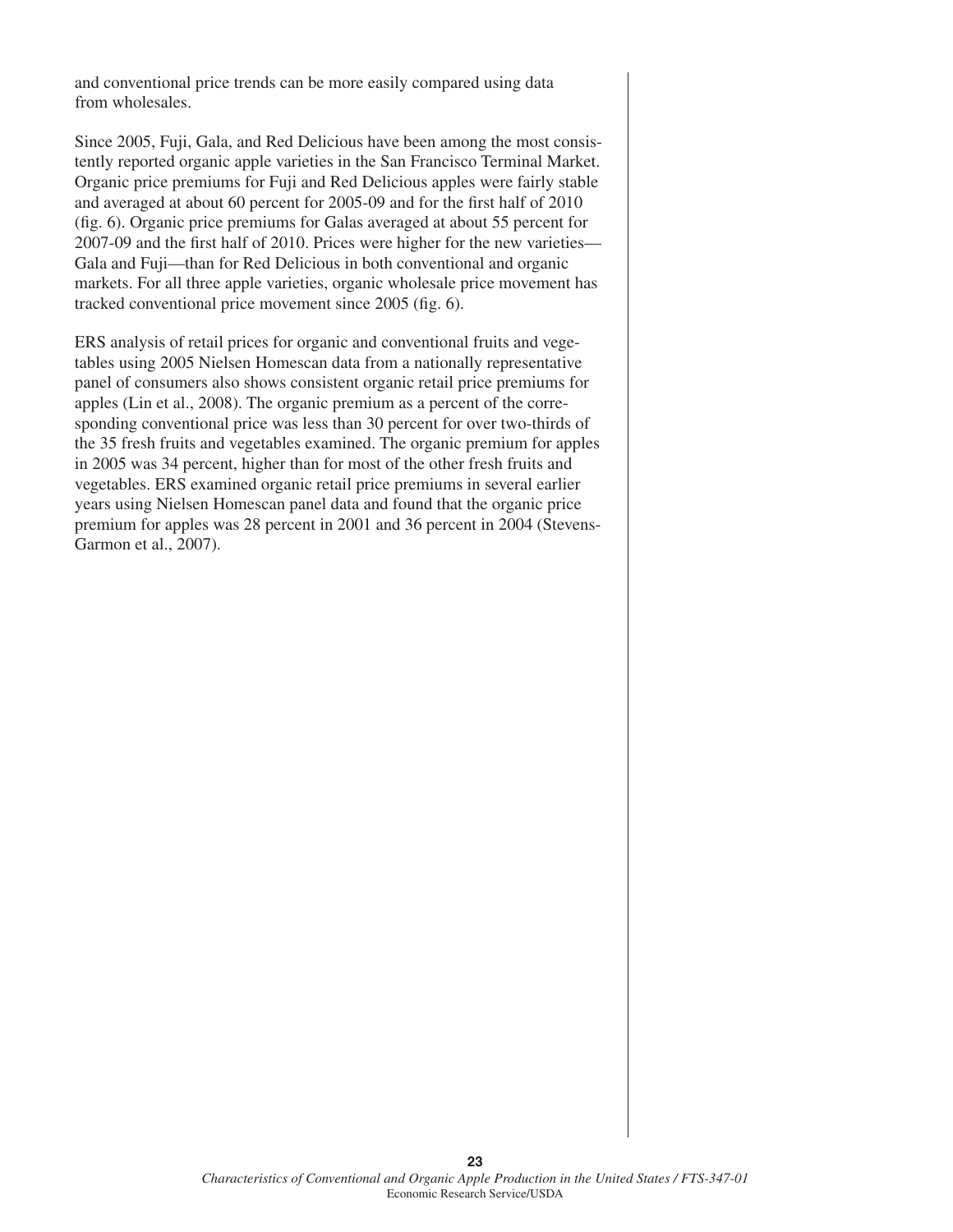and conventional price trends can be more easily compared using data from wholesales.

Since 2005, Fuji, Gala, and Red Delicious have been among the most consistently reported organic apple varieties in the San Francisco Terminal Market. Organic price premiums for Fuji and Red Delicious apples were fairly stable and averaged at about 60 percent for 2005-09 and for the first half of 2010 (fig. 6). Organic price premiums for Galas averaged at about 55 percent for 2007-09 and the first half of 2010. Prices were higher for the new varieties—Gala and Fuji—than for Red Delicious in both conventional and organic markets. For all three apple varieties, organic wholesale price movement has tracked conventional price movement since 2005 (fig. 6).

ERS analysis of retail prices for organic and conventional fruits and vegetables using 2005 Nielsen Homescan data from a nationally representative panel of consumers also shows consistent organic retail price premiums for apples (Lin et al., 2008). The organic premium as a percent of the corresponding conventional price was less than 30 percent for over two-thirds of the 35 fresh fruits and vegetables examined. The organic premium for apples in 2005 was 34 percent, higher than for most of the other fresh fruits and vegetables. ERS examined organic retail price premiums in several earlier years using Nielsen Homescan panel data and found that the organic price premium for apples was 28 percent in 2001 and 36 percent in 2004 (Stevens-Garmon et al., 2007).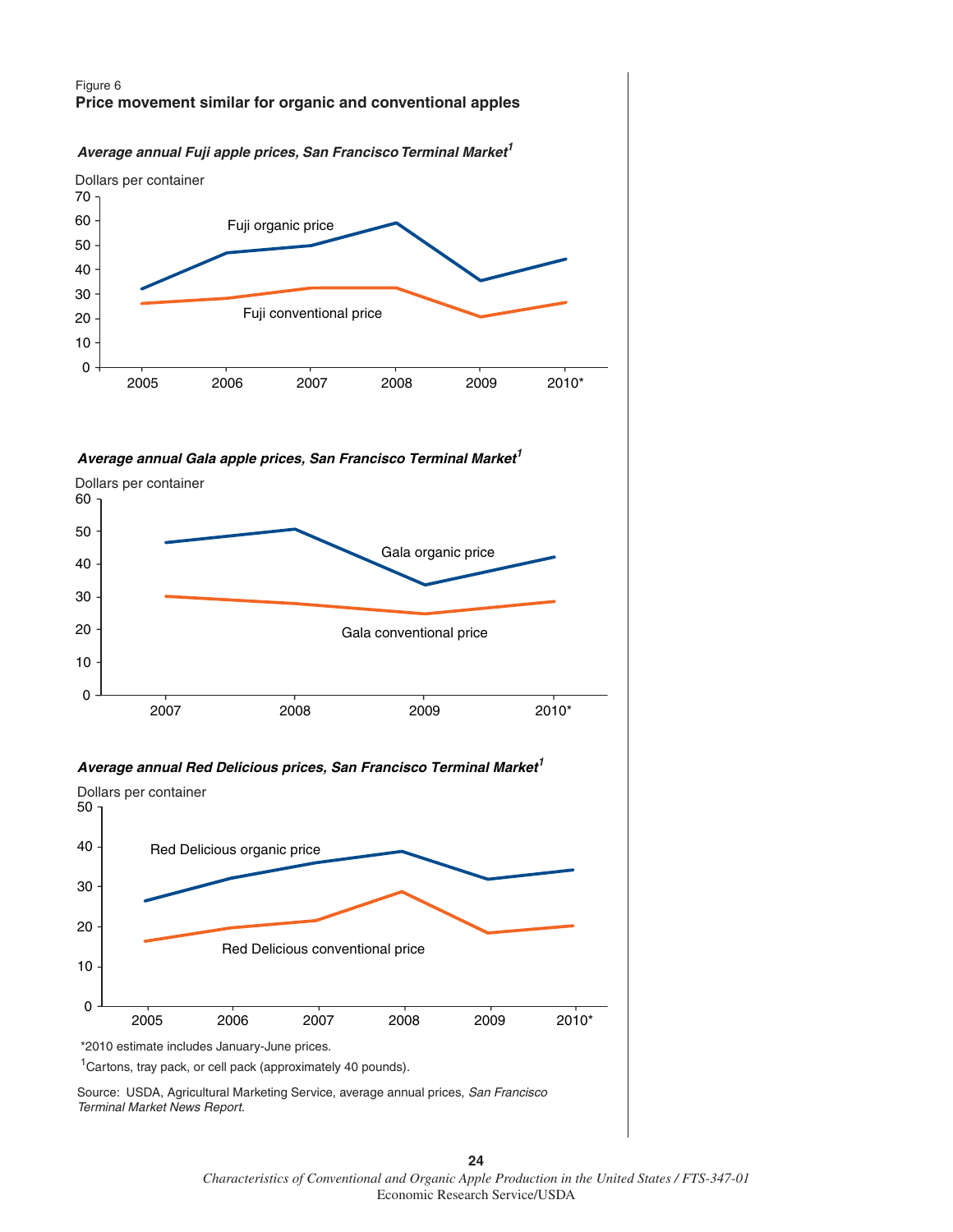Figure 6

**Price movement similar for organic and conventional apples**

***Average annual Fuji apple prices, San Francisco Terminal Market[1]***

Dollars per container

70
60
50
40
30
20
10
0

Fuji organic price

Fuji conventional price

2005 2006 2007 2008 2009 2010*

***Average annual Gala apple prices, San Francisco Terminal Market[1]***

Dollars per container

60
50
40
30
20
10
0

Gala organic price

Gala conventional price

2007 2008 2009 2010*

***Average annual Red Delicious prices, San Francisco Terminal Market[1]***

Dollars per container

50
40
30
20
10
0

Red Delicious organic price

Red Delicious conventional price

2005 2006 2007 2008 2009 2010*

*2010 estimate includes January-June prices.

[1]Cartons, tray pack, or cell pack (approximately 40 pounds).

Source: USDA, Agricultural Marketing Service, average annual prices, *San Francisco Terminal Market News Report.*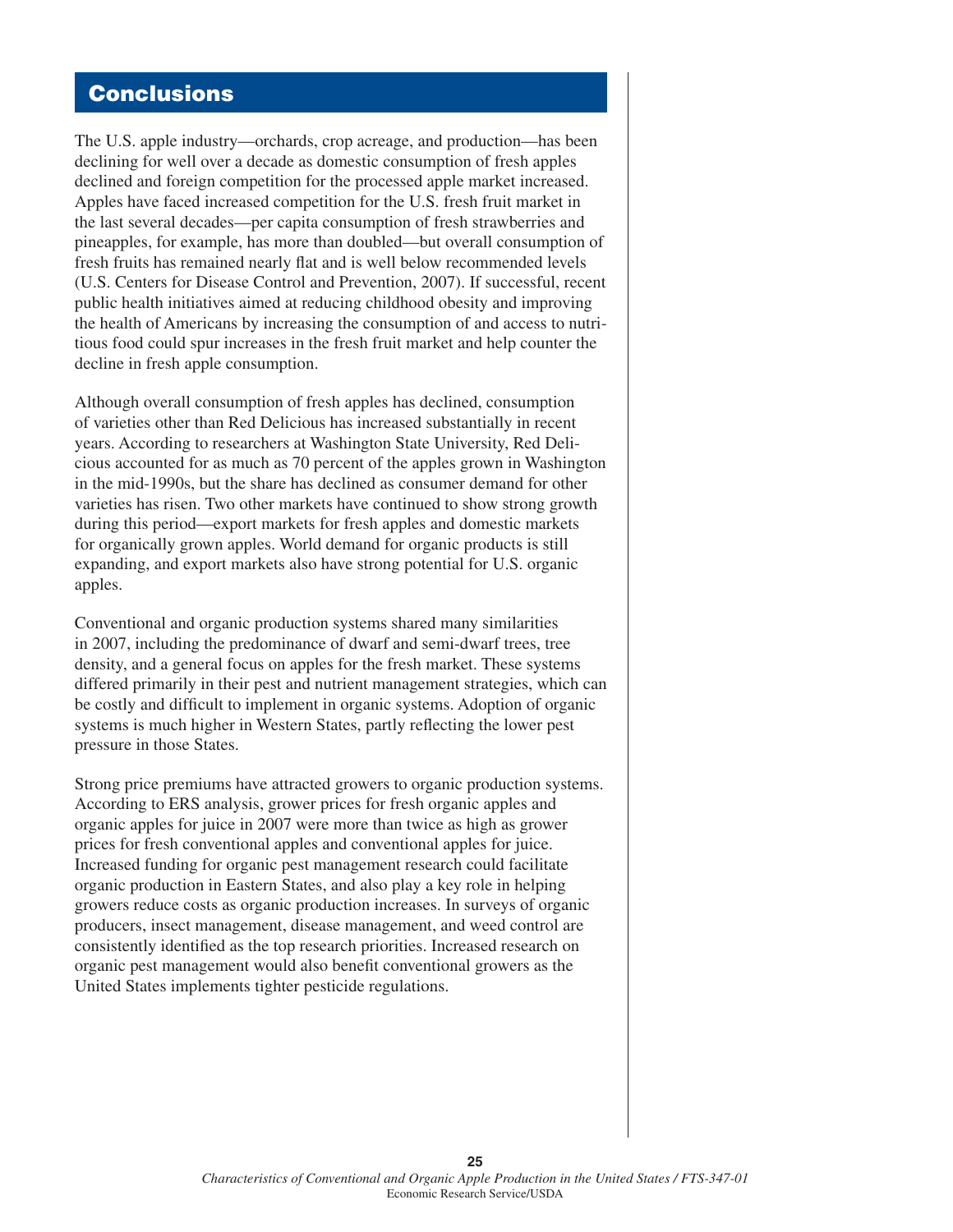# Conclusions

The U.S. apple industry—orchards, crop acreage, and production—has been declining for well over a decade as domestic consumption of fresh apples declined and foreign competition for the processed apple market increased. Apples have faced increased competition for the U.S. fresh fruit market in the last several decades—per capita consumption of fresh strawberries and pineapples, for example, has more than doubled—but overall consumption of fresh fruits has remained nearly flat and is well below recommended levels (U.S. Centers for Disease Control and Prevention, 2007). If successful, recent public health initiatives aimed at reducing childhood obesity and improving the health of Americans by increasing the consumption of and access to nutritious food could spur increases in the fresh fruit market and help counter the decline in fresh apple consumption.

Although overall consumption of fresh apples has declined, consumption of varieties other than Red Delicious has increased substantially in recent years. According to researchers at Washington State University, Red Delicious accounted for as much as 70 percent of the apples grown in Washington in the mid-1990s, but the share has declined as consumer demand for other varieties has risen. Two other markets have continued to show strong growth during this period—export markets for fresh apples and domestic markets for organically grown apples. World demand for organic products is still expanding, and export markets also have strong potential for U.S. organic apples.

Conventional and organic production systems shared many similarities in 2007, including the predominance of dwarf and semi-dwarf trees, tree density, and a general focus on apples for the fresh market. These systems differed primarily in their pest and nutrient management strategies, which can be costly and difficult to implement in organic systems. Adoption of organic systems is much higher in Western States, partly reflecting the lower pest pressure in those States.

Strong price premiums have attracted growers to organic production systems. According to ERS analysis, grower prices for fresh organic apples and organic apples for juice in 2007 were more than twice as high as grower prices for fresh conventional apples and conventional apples for juice. Increased funding for organic pest management research could facilitate organic production in Eastern States, and also play a key role in helping growers reduce costs as organic production increases. In surveys of organic producers, insect management, disease management, and weed control are consistently identified as the top research priorities. Increased research on organic pest management would also benefit conventional growers as the United States implements tighter pesticide regulations.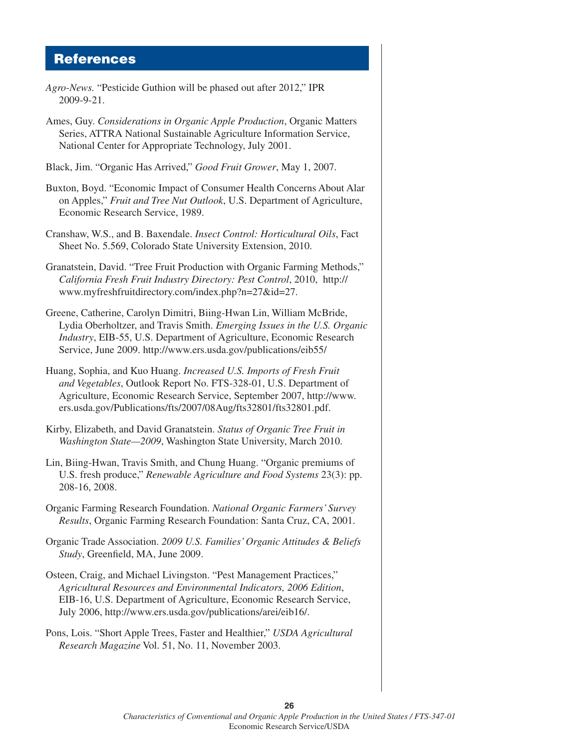## References

*Agro-News.* “Pesticide Guthion will be phased out after 2012,” IPR 2009-9-21.

Ames, Guy. *Considerations in Organic Apple Production*, Organic Matters Series, ATTRA National Sustainable Agriculture Information Service, National Center for Appropriate Technology, July 2001.

Black, Jim. “Organic Has Arrived,” *Good Fruit Grower*, May 1, 2007.

Buxton, Boyd. “Economic Impact of Consumer Health Concerns About Alar on Apples,” *Fruit and Tree Nut Outlook*, U.S. Department of Agriculture, Economic Research Service, 1989.

Cranshaw, W.S., and B. Baxendale. *Insect Control: Horticultural Oils*, Fact Sheet No. 5.569, Colorado State University Extension, 2010.

Granatstein, David. “Tree Fruit Production with Organic Farming Methods,” *California Fresh Fruit Industry Directory: Pest Control*, 2010, http://www.myfreshfruitdirectory.com/index.php?n=27&id=27.

Greene, Catherine, Carolyn Dimitri, Biing-Hwan Lin, William McBride, Lydia Oberholtzer, and Travis Smith. *Emerging Issues in the U.S. Organic Industry*, EIB-55, U.S. Department of Agriculture, Economic Research Service, June 2009. http://www.ers.usda.gov/publications/eib55/

Huang, Sophia, and Kuo Huang. *Increased U.S. Imports of Fresh Fruit and Vegetables*, Outlook Report No. FTS-328-01, U.S. Department of Agriculture, Economic Research Service, September 2007, http://www.ers.usda.gov/Publications/fts/2007/08Aug/fts32801/fts32801.pdf.

Kirby, Elizabeth, and David Granatstein. *Status of Organic Tree Fruit in Washington State—2009*, Washington State University, March 2010.

Lin, Biing-Hwan, Travis Smith, and Chung Huang. “Organic premiums of U.S. fresh produce,” *Renewable Agriculture and Food Systems* 23(3): pp. 208-16, 2008.

Organic Farming Research Foundation. *National Organic Farmers’ Survey Results*, Organic Farming Research Foundation: Santa Cruz, CA, 2001.

Organic Trade Association. *2009 U.S. Families’ Organic Attitudes & Beliefs Study*, Greenfield, MA, June 2009.

Osteen, Craig, and Michael Livingston. “Pest Management Practices,” *Agricultural Resources and Environmental Indicators, 2006 Edition*, EIB-16, U.S. Department of Agriculture, Economic Research Service, July 2006, http://www.ers.usda.gov/publications/arei/eib16/.

Pons, Lois. “Short Apple Trees, Faster and Healthier,” *USDA Agricultural Research Magazine* Vol. 51, No. 11, November 2003.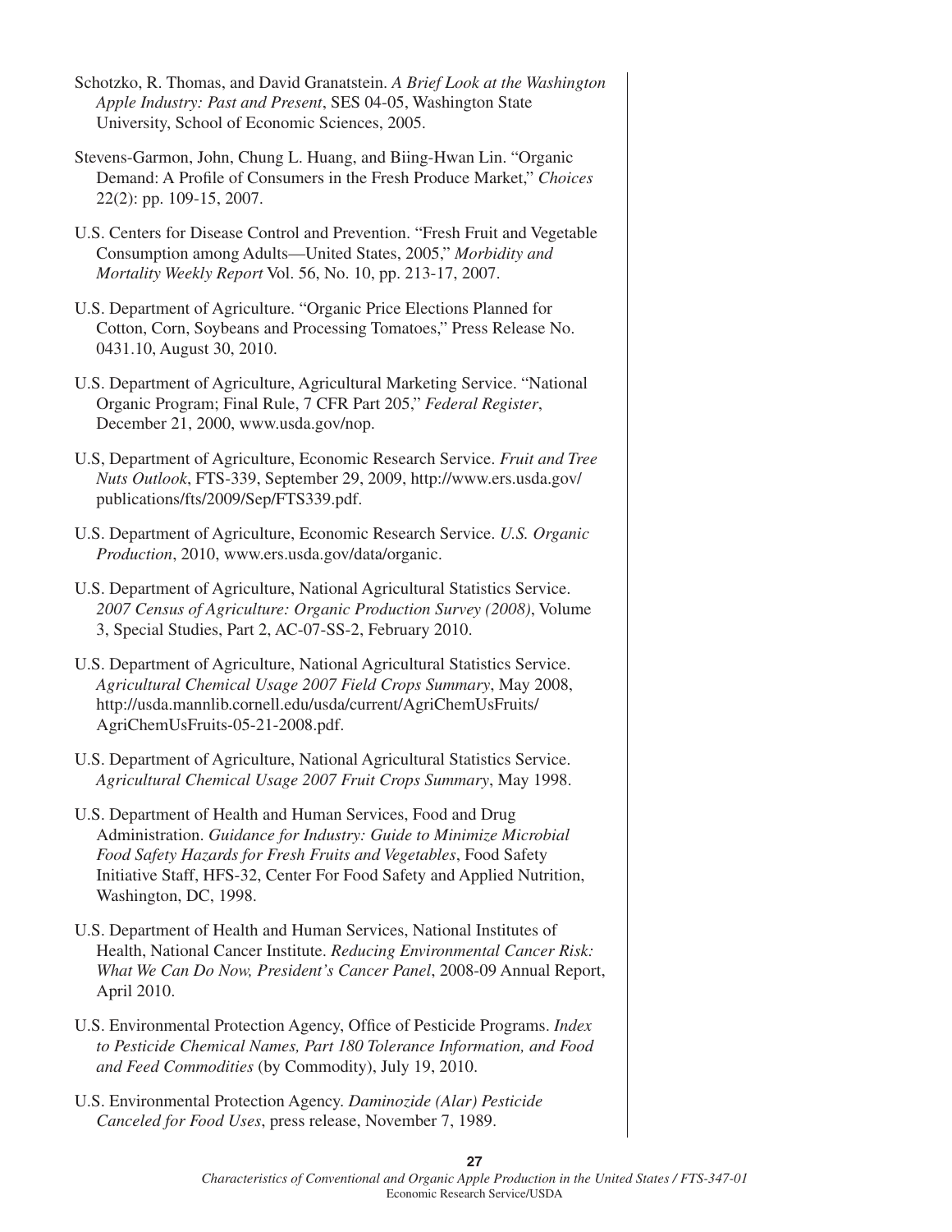Schotzko, R. Thomas, and David Granatstein. *A Brief Look at the Washington Apple Industry: Past and Present*, SES 04-05, Washington State University, School of Economic Sciences, 2005.

Stevens-Garmon, John, Chung L. Huang, and Biing-Hwan Lin. "Organic Demand: A Profile of Consumers in the Fresh Produce Market," *Choices* 22(2): pp. 109-15, 2007.

U.S. Centers for Disease Control and Prevention. "Fresh Fruit and Vegetable Consumption among Adults—United States, 2005," *Morbidity and Mortality Weekly Report* Vol. 56, No. 10, pp. 213-17, 2007.

U.S. Department of Agriculture. "Organic Price Elections Planned for Cotton, Corn, Soybeans and Processing Tomatoes," Press Release No. 0431.10, August 30, 2010.

U.S. Department of Agriculture, Agricultural Marketing Service. "National Organic Program; Final Rule, 7 CFR Part 205," *Federal Register*, December 21, 2000, www.usda.gov/nop.

U.S, Department of Agriculture, Economic Research Service. *Fruit and Tree Nuts Outlook*, FTS-339, September 29, 2009, http://www.ers.usda.gov/publications/fts/2009/Sep/FTS339.pdf.

U.S. Department of Agriculture, Economic Research Service. *U.S. Organic Production*, 2010, www.ers.usda.gov/data/organic.

U.S. Department of Agriculture, National Agricultural Statistics Service. *2007 Census of Agriculture: Organic Production Survey (2008)*, Volume 3, Special Studies, Part 2, AC-07-SS-2, February 2010.

U.S. Department of Agriculture, National Agricultural Statistics Service. *Agricultural Chemical Usage 2007 Field Crops Summary*, May 2008, http://usda.mannlib.cornell.edu/usda/current/AgriChemUsFruits/AgriChemUsFruits-05-21-2008.pdf.

U.S. Department of Agriculture, National Agricultural Statistics Service. *Agricultural Chemical Usage 2007 Fruit Crops Summary*, May 1998.

U.S. Department of Health and Human Services, Food and Drug Administration. *Guidance for Industry: Guide to Minimize Microbial Food Safety Hazards for Fresh Fruits and Vegetables*, Food Safety Initiative Staff, HFS-32, Center For Food Safety and Applied Nutrition, Washington, DC, 1998.

U.S. Department of Health and Human Services, National Institutes of Health, National Cancer Institute. *Reducing Environmental Cancer Risk: What We Can Do Now, President's Cancer Panel*, 2008-09 Annual Report, April 2010.

U.S. Environmental Protection Agency, Office of Pesticide Programs. *Index to Pesticide Chemical Names, Part 180 Tolerance Information, and Food and Feed Commodities* (by Commodity), July 19, 2010.

U.S. Environmental Protection Agency. *Daminozide (Alar) Pesticide Canceled for Food Uses*, press release, November 7, 1989.